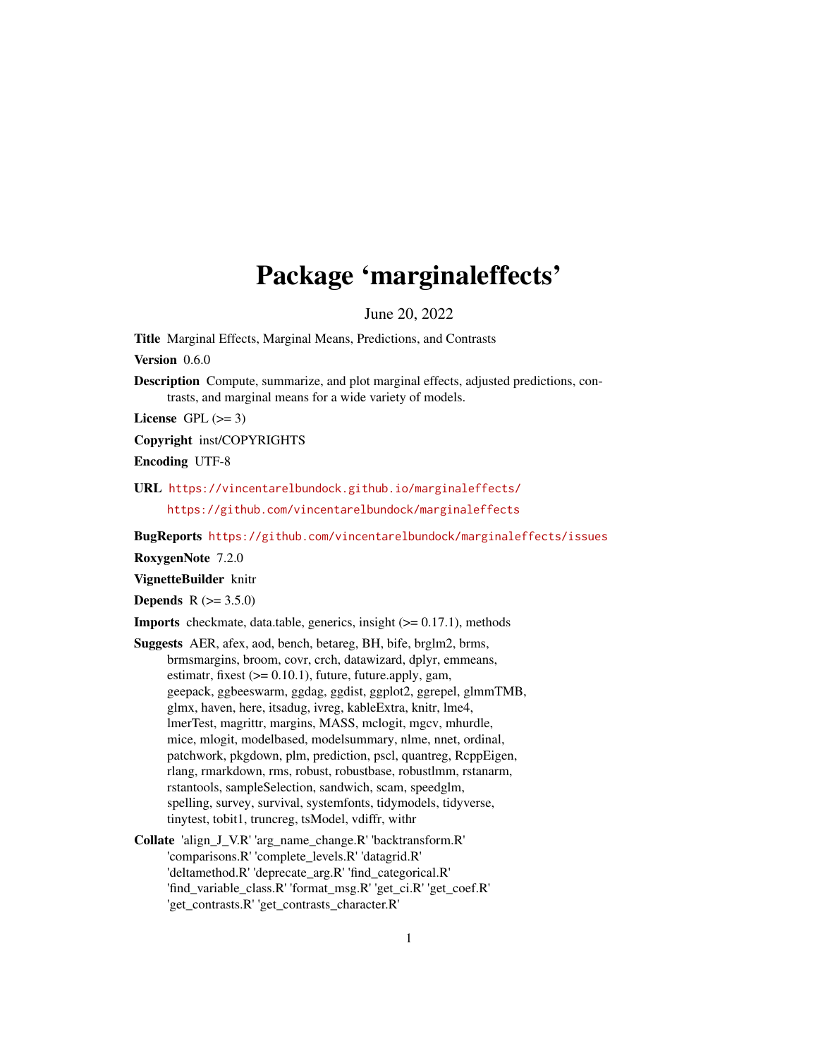# Package 'marginaleffects'

June 20, 2022

**Title** Marginal Effects, Marginal Means, Predictions, and Contrasts

**Version** 0.6.0

**Description** Compute, summarize, and plot marginal effects, adjusted predictions, contrasts, and marginal means for a wide variety of models.

**License** GPL (>= 3)

**Copyright** inst/COPYRIGHTS

**Encoding** UTF-8

**URL** https://vincentarelbundock.github.io/marginaleffects/
https://github.com/vincentarelbundock/marginaleffects

**BugReports** https://github.com/vincentarelbundock/marginaleffects/issues

**RoxygenNote** 7.2.0

**VignetteBuilder** knitr

**Depends** R (>= 3.5.0)

**Imports** checkmate, data.table, generics, insight (>= 0.17.1), methods

**Suggests** AER, afex, aod, bench, betareg, BH, bife, brglm2, brms, brmsmargins, broom, covr, crch, datawizard, dplyr, emmeans, estimatr, fixest (>= 0.10.1), future, future.apply, gam, geepack, ggbeeswarm, ggdag, ggdist, ggplot2, ggrepel, glmmTMB, glmx, haven, here, itsadug, ivreg, kableExtra, knitr, lme4, lmerTest, magrittr, margins, MASS, mclogit, mgcv, mhurdle, mice, mlogit, modelbased, modelsummary, nlme, nnet, ordinal, patchwork, pkgdown, plm, prediction, pscl, quantreg, RcppEigen, rlang, rmarkdown, rms, robust, robustbase, robustlmm, rstanarm, rstantools, sampleSelection, sandwich, scam, speedglm, spelling, survey, survival, systemfonts, tidymodels, tidyverse, tinytest, tobit1, truncreg, tsModel, vdiffr, withr

**Collate** 'align_J_V.R' 'arg_name_change.R' 'backtransform.R' 'comparisons.R' 'complete_levels.R' 'datagrid.R' 'deltamethod.R' 'deprecate_arg.R' 'find_categorical.R' 'find_variable_class.R' 'format_msg.R' 'get_ci.R' 'get_coef.R' 'get_contrasts.R' 'get_contrasts_character.R'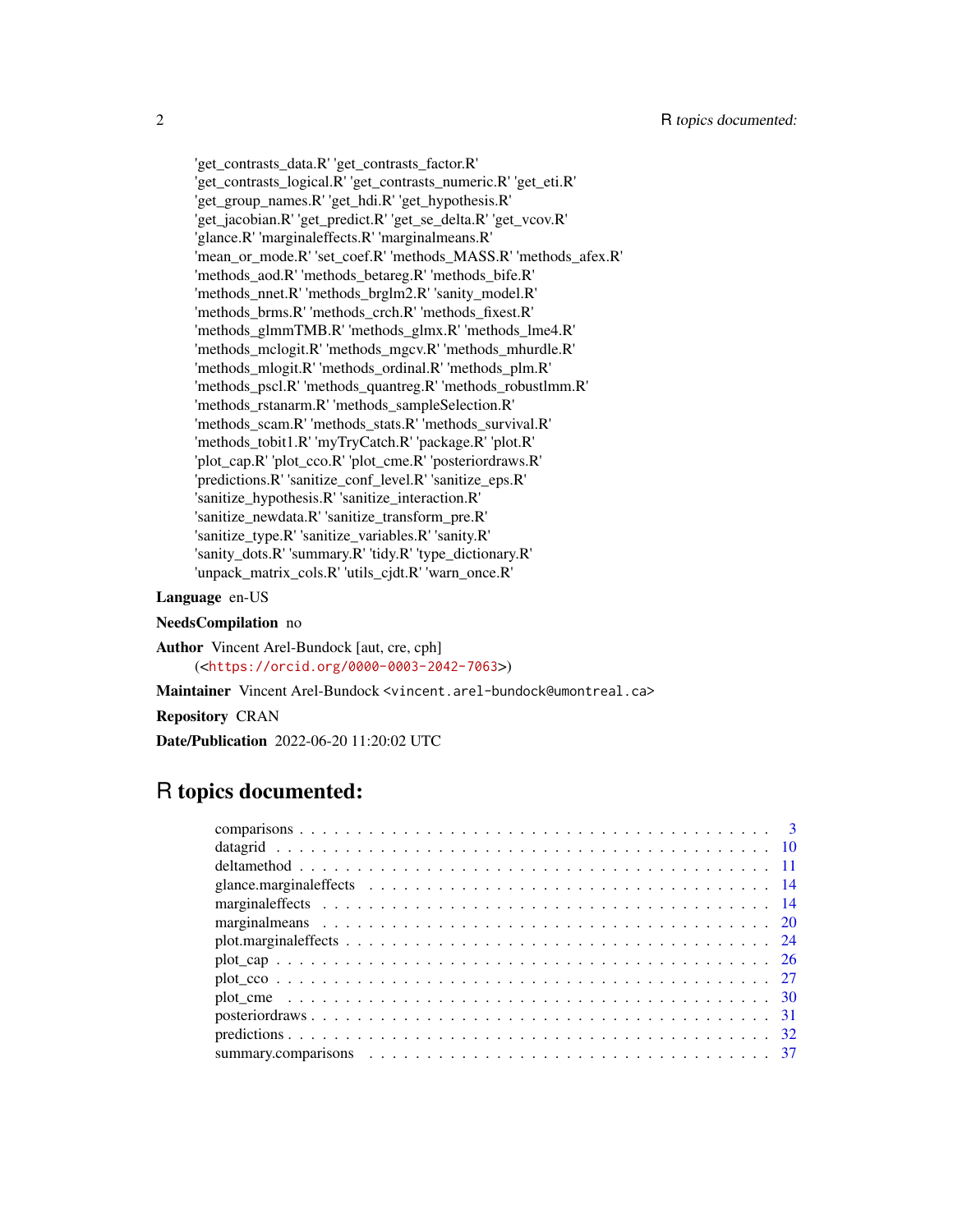'get_contrasts_data.R' 'get_contrasts_factor.R' 'get_contrasts_logical.R' 'get_contrasts_numeric.R' 'get_eti.R' 'get_group_names.R' 'get_hdi.R' 'get_hypothesis.R' 'get_jacobian.R' 'get_predict.R' 'get_se_delta.R' 'get_vcov.R' 'glance.R' 'marginaleffects.R' 'marginalmeans.R' 'mean_or_mode.R' 'set_coef.R' 'methods_MASS.R' 'methods_afex.R' 'methods_aod.R' 'methods_betareg.R' 'methods_bife.R' 'methods_nnet.R' 'methods_brglm2.R' 'sanity_model.R' 'methods_brms.R' 'methods_crch.R' 'methods_fixest.R' 'methods_glmmTMB.R' 'methods_glmx.R' 'methods_lme4.R' 'methods_mclogit.R' 'methods_mgcv.R' 'methods_mhurdle.R' 'methods_mlogit.R' 'methods_ordinal.R' 'methods_plm.R' 'methods_pscl.R' 'methods_quantreg.R' 'methods_robustlmm.R' 'methods_rstanarm.R' 'methods_sampleSelection.R' 'methods_scam.R' 'methods_stats.R' 'methods_survival.R' 'methods_tobit1.R' 'myTryCatch.R' 'package.R' 'plot.R' 'plot_cap.R' 'plot_cco.R' 'plot_cme.R' 'posteriordraws.R' 'predictions.R' 'sanitize_conf_level.R' 'sanitize_eps.R' 'sanitize_hypothesis.R' 'sanitize_interaction.R' 'sanitize_newdata.R' 'sanitize_transform_pre.R' 'sanitize_type.R' 'sanitize_variables.R' 'sanity.R' 'sanity_dots.R' 'summary.R' 'tidy.R' 'type_dictionary.R' 'unpack_matrix_cols.R' 'utils_cjdt.R' 'warn_once.R'

**Language** en-US

**NeedsCompilation** no

**Author** Vincent Arel-Bundock [aut, cre, cph] (<https://orcid.org/0000-0003-2042-7063>)

**Maintainer** Vincent Arel-Bundock <vincent.arel-bundock@umontreal.ca>

**Repository** CRAN

**Date/Publication** 2022-06-20 11:20:02 UTC

# R topics documented:

- comparisons . . . . . . . . . . 3
- datagrid . . . . . . . . . . 10
- deltamethod . . . . . . . . . . 11
- glance.marginaleffects . . . . . . . . . . 14
- marginaleffects . . . . . . . . . . 14
- marginalmeans . . . . . . . . . . 20
- plot.marginaleffects . . . . . . . . . . 24
- plot_cap . . . . . . . . . . 26
- plot_cco . . . . . . . . . . 27
- plot_cme . . . . . . . . . . 30
- posteriordraws . . . . . . . . . . 31
- predictions . . . . . . . . . . 32
- summary.comparisons . . . . . . . . . . 37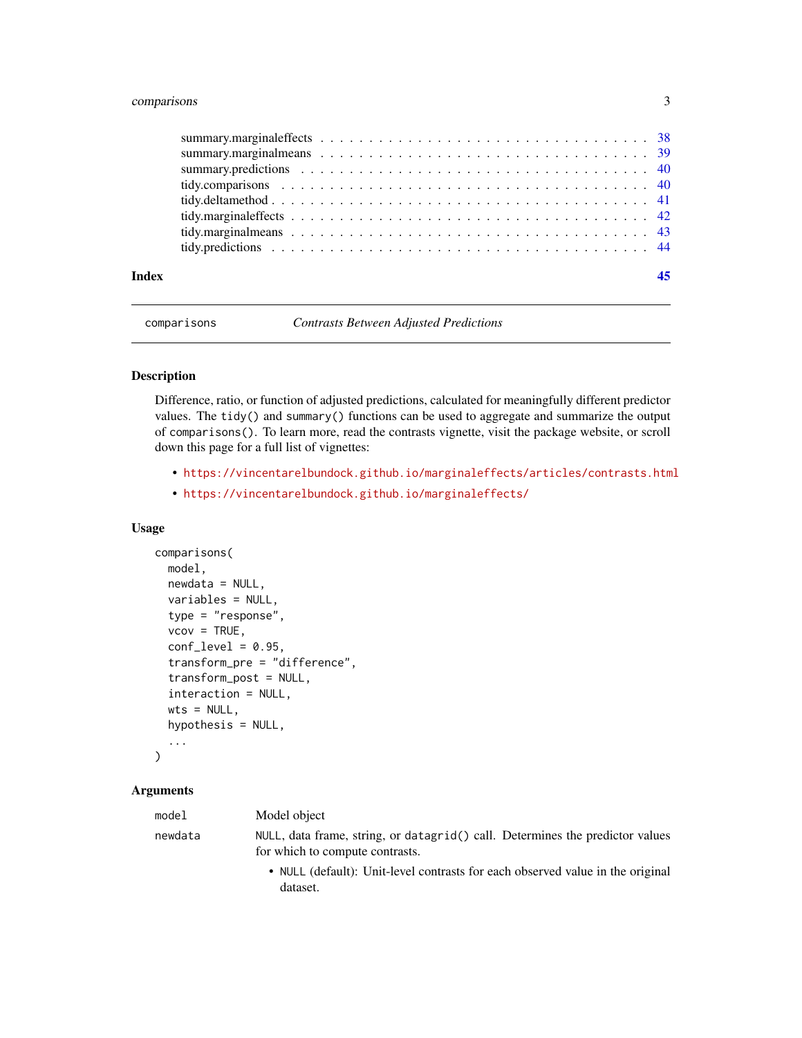summary.marginaleffects . . . . . . . . . . . . . . . . . . . . . . . . . . . . . . . . 38
summary.marginalmeans . . . . . . . . . . . . . . . . . . . . . . . . . . . . . . . . 39
summary.predictions . . . . . . . . . . . . . . . . . . . . . . . . . . . . . . . . 40
tidy.comparisons . . . . . . . . . . . . . . . . . . . . . . . . . . . . . . . . 40
tidy.deltamethod . . . . . . . . . . . . . . . . . . . . . . . . . . . . . . . . 41
tidy.marginaleffects . . . . . . . . . . . . . . . . . . . . . . . . . . . . . . . . 42
tidy.marginalmeans . . . . . . . . . . . . . . . . . . . . . . . . . . . . . . . . 43
tidy.predictions . . . . . . . . . . . . . . . . . . . . . . . . . . . . . . . . 44

**Index** **45**

---

`comparisons` *Contrasts Between Adjusted Predictions*

---

## Description

Difference, ratio, or function of adjusted predictions, calculated for meaningfully different predictor values. The `tidy()` and `summary()` functions can be used to aggregate and summarize the output of `comparisons()`. To learn more, read the contrasts vignette, visit the package website, or scroll down this page for a full list of vignettes:

- https://vincentarelbundock.github.io/marginaleffects/articles/contrasts.html
- https://vincentarelbundock.github.io/marginaleffects/

## Usage

```
comparisons(
  model,
  newdata = NULL,
  variables = NULL,
  type = "response",
  vcov = TRUE,
  conf_level = 0.95,
  transform_pre = "difference",
  transform_post = NULL,
  interaction = NULL,
  wts = NULL,
  hypothesis = NULL,
  ...
)
```

## Arguments

`model` Model object

`newdata` `NULL`, data frame, string, or `datagrid()` call. Determines the predictor values for which to compute contrasts.

- `NULL` (default): Unit-level contrasts for each observed value in the original dataset.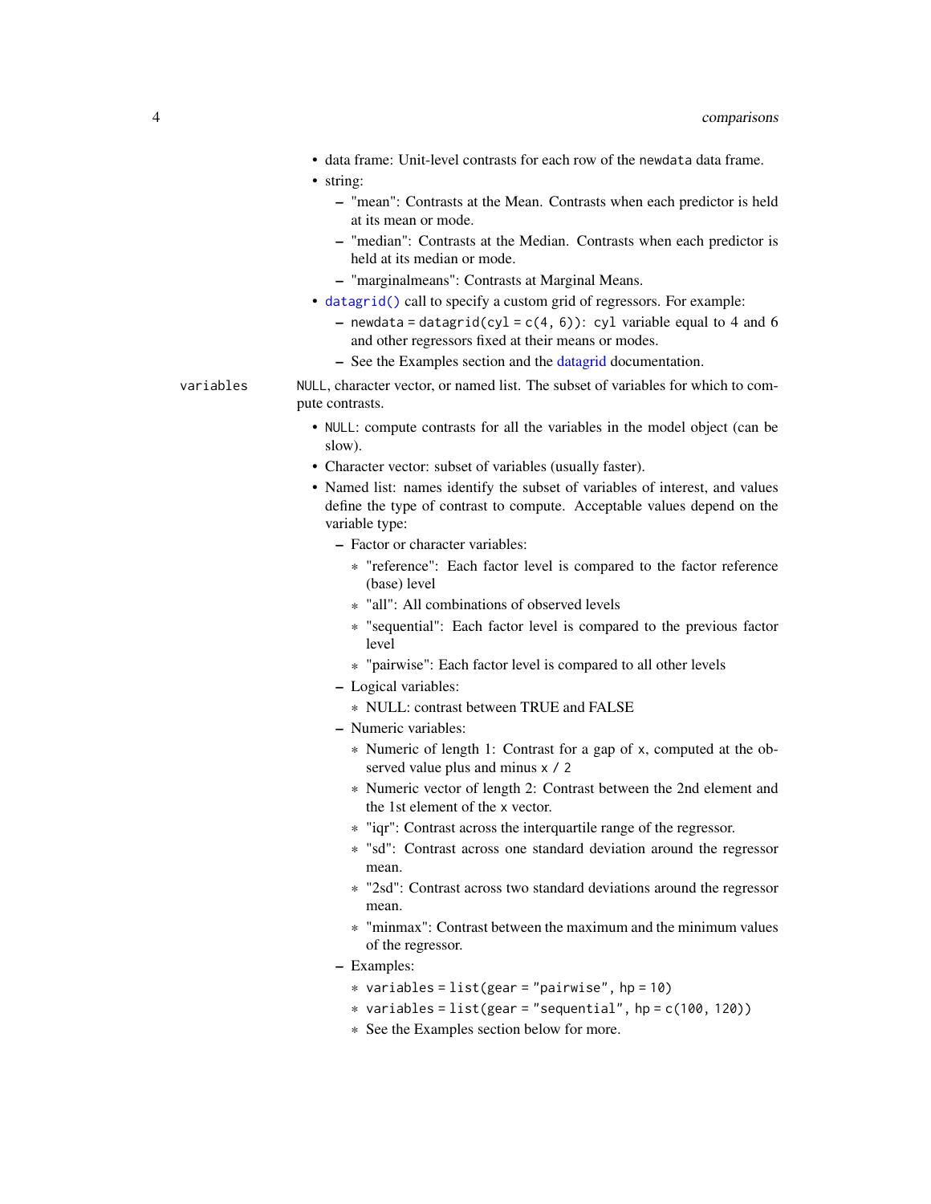- data frame: Unit-level contrasts for each row of the `newdata` data frame.
- string:
  - "mean": Contrasts at the Mean. Contrasts when each predictor is held at its mean or mode.
  - "median": Contrasts at the Median. Contrasts when each predictor is held at its median or mode.
  - "marginalmeans": Contrasts at Marginal Means.
- `datagrid()` call to specify a custom grid of regressors. For example:
  - `newdata = datagrid(cyl = c(4, 6))`: `cyl` variable equal to 4 and 6 and other regressors fixed at their means or modes.
  - See the Examples section and the datagrid documentation.

`variables` — `NULL`, character vector, or named list. The subset of variables for which to compute contrasts.

- `NULL`: compute contrasts for all the variables in the model object (can be slow).
- Character vector: subset of variables (usually faster).
- Named list: names identify the subset of variables of interest, and values define the type of contrast to compute. Acceptable values depend on the variable type:
  - Factor or character variables:
    - "reference": Each factor level is compared to the factor reference (base) level
    - "all": All combinations of observed levels
    - "sequential": Each factor level is compared to the previous factor level
    - "pairwise": Each factor level is compared to all other levels
  - Logical variables:
    - NULL: contrast between TRUE and FALSE
  - Numeric variables:
    - Numeric of length 1: Contrast for a gap of `x`, computed at the observed value plus and minus `x / 2`
    - Numeric vector of length 2: Contrast between the 2nd element and the 1st element of the `x` vector.
    - "iqr": Contrast across the interquartile range of the regressor.
    - "sd": Contrast across one standard deviation around the regressor mean.
    - "2sd": Contrast across two standard deviations around the regressor mean.
    - "minmax": Contrast between the maximum and the minimum values of the regressor.
  - Examples:
    - `variables = list(gear = "pairwise", hp = 10)`
    - `variables = list(gear = "sequential", hp = c(100, 120))`
    - See the Examples section below for more.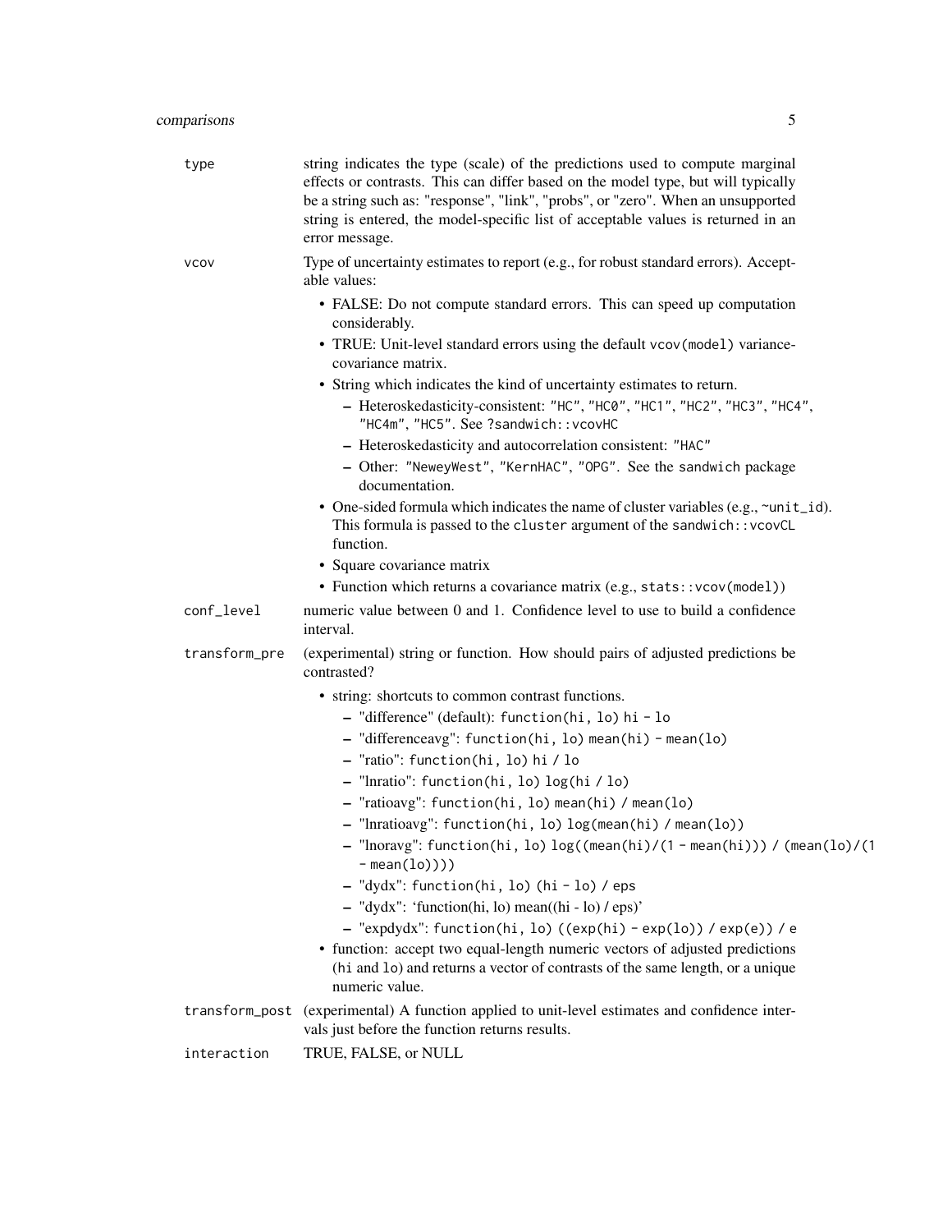**type**
: string indicates the type (scale) of the predictions used to compute marginal effects or contrasts. This can differ based on the model type, but will typically be a string such as: "response", "link", "probs", or "zero". When an unsupported string is entered, the model-specific list of acceptable values is returned in an error message.

**vcov**
: Type of uncertainty estimates to report (e.g., for robust standard errors). Acceptable values:

- FALSE: Do not compute standard errors. This can speed up computation considerably.
- TRUE: Unit-level standard errors using the default `vcov(model)` variance-covariance matrix.
- String which indicates the kind of uncertainty estimates to return.
  - Heteroskedasticity-consistent: `"HC"`, `"HC0"`, `"HC1"`, `"HC2"`, `"HC3"`, `"HC4"`, `"HC4m"`, `"HC5"`. See `?sandwich::vcovHC`
  - Heteroskedasticity and autocorrelation consistent: `"HAC"`
  - Other: `"NeweyWest"`, `"KernHAC"`, `"OPG"`. See the `sandwich` package documentation.
- One-sided formula which indicates the name of cluster variables (e.g., `~unit_id`). This formula is passed to the `cluster` argument of the `sandwich::vcovCL` function.
- Square covariance matrix
- Function which returns a covariance matrix (e.g., `stats::vcov(model)`)

**conf_level**
: numeric value between 0 and 1. Confidence level to use to build a confidence interval.

**transform_pre**
: (experimental) string or function. How should pairs of adjusted predictions be contrasted?

- string: shortcuts to common contrast functions.
  - "difference" (default): `function(hi, lo) hi - lo`
  - "differenceavg": `function(hi, lo) mean(hi) - mean(lo)`
  - "ratio": `function(hi, lo) hi / lo`
  - "lnratio": `function(hi, lo) log(hi / lo)`
  - "ratioavg": `function(hi, lo) mean(hi) / mean(lo)`
  - "lnratioavg": `function(hi, lo) log(mean(hi) / mean(lo))`
  - "lnoravg": `function(hi, lo) log((mean(hi)/(1 - mean(hi))) / (mean(lo)/(1 - mean(lo))))`
  - "dydx": `function(hi, lo) (hi - lo) / eps`
  - "dydx": 'function(hi, lo) mean((hi - lo) / eps)'
  - "expdydx": `function(hi, lo) ((exp(hi) - exp(lo)) / exp(e)) / e`
- function: accept two equal-length numeric vectors of adjusted predictions (`hi` and `lo`) and returns a vector of contrasts of the same length, or a unique numeric value.

**transform_post**
: (experimental) A function applied to unit-level estimates and confidence intervals just before the function returns results.

**interaction**
: TRUE, FALSE, or NULL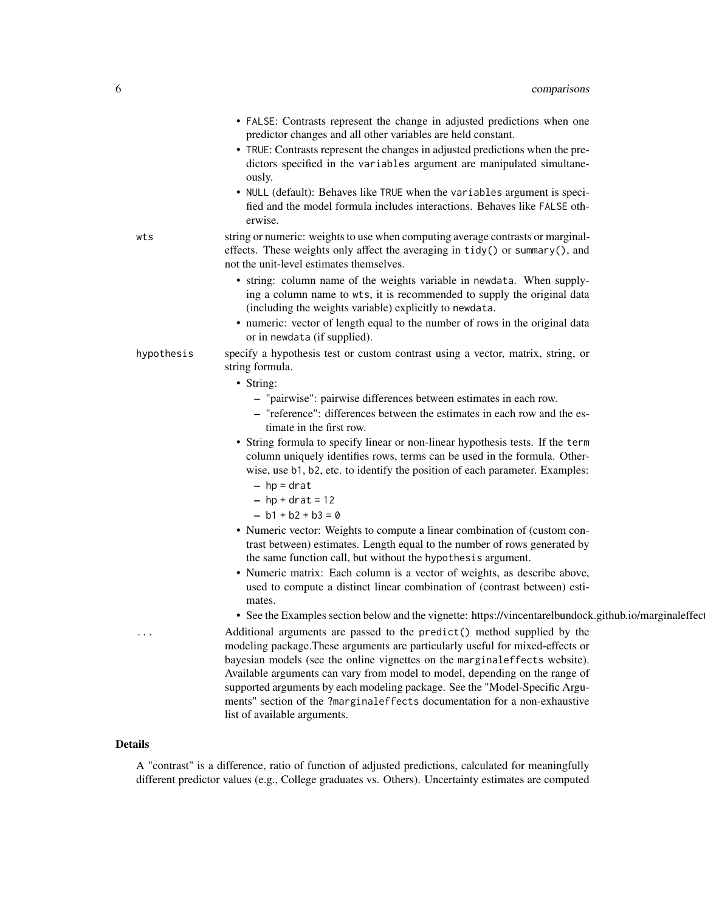- FALSE: Contrasts represent the change in adjusted predictions when one predictor changes and all other variables are held constant.
- TRUE: Contrasts represent the changes in adjusted predictions when the predictors specified in the variables argument are manipulated simultaneously.
- NULL (default): Behaves like TRUE when the variables argument is specified and the model formula includes interactions. Behaves like FALSE otherwise.

**wts** string or numeric: weights to use when computing average contrasts or marginal-effects. These weights only affect the averaging in `tidy()` or `summary()`, and not the unit-level estimates themselves.

- string: column name of the weights variable in newdata. When supplying a column name to wts, it is recommended to supply the original data (including the weights variable) explicitly to newdata.
- numeric: vector of length equal to the number of rows in the original data or in newdata (if supplied).

**hypothesis** specify a hypothesis test or custom contrast using a vector, matrix, string, or string formula.

- String:
  - "pairwise": pairwise differences between estimates in each row.
  - "reference": differences between the estimates in each row and the estimate in the first row.
- String formula to specify linear or non-linear hypothesis tests. If the term column uniquely identifies rows, terms can be used in the formula. Otherwise, use b1, b2, etc. to identify the position of each parameter. Examples:
  - `hp = drat`
  - `hp + drat = 12`
  - `b1 + b2 + b3 = 0`
- Numeric vector: Weights to compute a linear combination of (custom contrast between) estimates. Length equal to the number of rows generated by the same function call, but without the hypothesis argument.
- Numeric matrix: Each column is a vector of weights, as describe above, used to compute a distinct linear combination of (contrast between) estimates.
- See the Examples section below and the vignette: https://vincentarelbundock.github.io/marginaleffect

**...** Additional arguments are passed to the `predict()` method supplied by the modeling package.These arguments are particularly useful for mixed-effects or bayesian models (see the online vignettes on the marginaleffects website). Available arguments can vary from model to model, depending on the range of supported arguments by each modeling package. See the "Model-Specific Arguments" section of the ?marginaleffects documentation for a non-exhaustive list of available arguments.

## Details

A "contrast" is a difference, ratio of function of adjusted predictions, calculated for meaningfully different predictor values (e.g., College graduates vs. Others). Uncertainty estimates are computed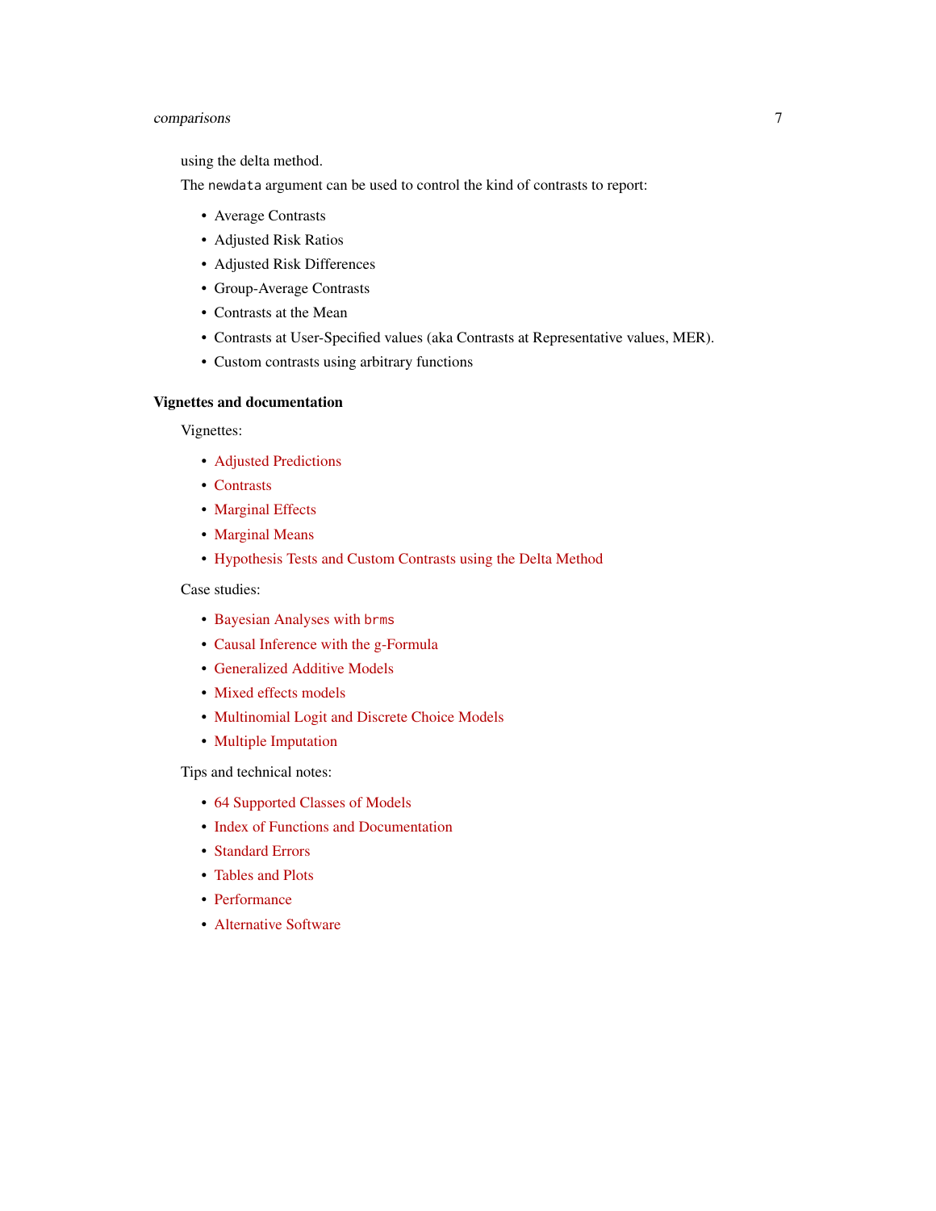using the delta method.

The `newdata` argument can be used to control the kind of contrasts to report:

- Average Contrasts
- Adjusted Risk Ratios
- Adjusted Risk Differences
- Group-Average Contrasts
- Contrasts at the Mean
- Contrasts at User-Specified values (aka Contrasts at Representative values, MER).
- Custom contrasts using arbitrary functions

## Vignettes and documentation

Vignettes:

- Adjusted Predictions
- Contrasts
- Marginal Effects
- Marginal Means
- Hypothesis Tests and Custom Contrasts using the Delta Method

Case studies:

- Bayesian Analyses with `brms`
- Causal Inference with the g-Formula
- Generalized Additive Models
- Mixed effects models
- Multinomial Logit and Discrete Choice Models
- Multiple Imputation

Tips and technical notes:

- 64 Supported Classes of Models
- Index of Functions and Documentation
- Standard Errors
- Tables and Plots
- Performance
- Alternative Software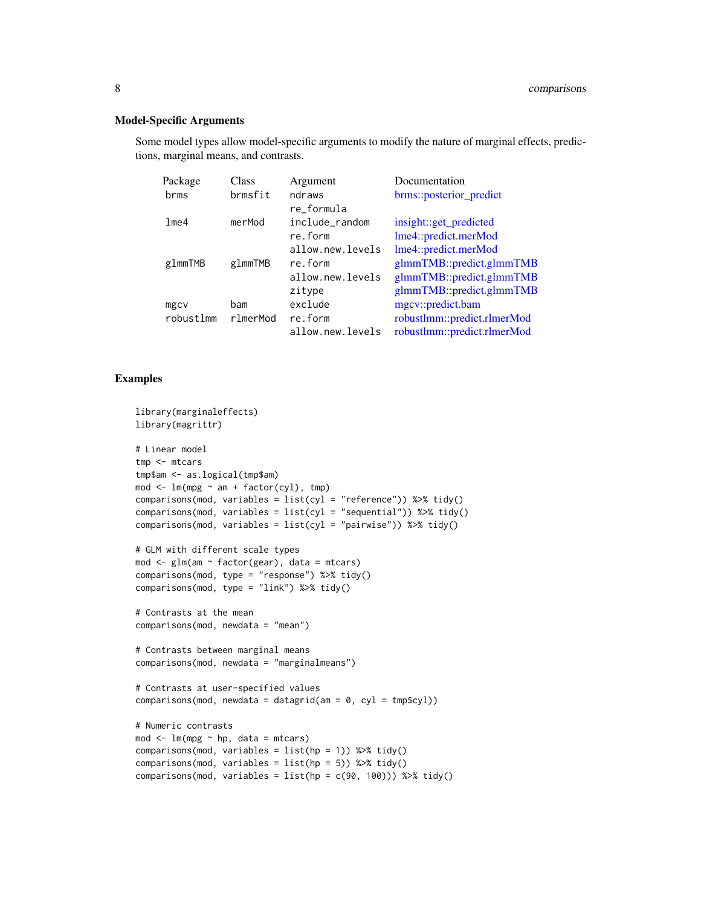### Model-Specific Arguments

Some model types allow model-specific arguments to modify the nature of marginal effects, predictions, marginal means, and contrasts.

| Package | Class | Argument | Documentation |
|---|---|---|---|
| `brms` | `brmsfit` | `ndraws` | brms::posterior_predict |
| | | `re_formula` | |
| `lme4` | `merMod` | `include_random` | insight::get_predicted |
| | | `re.form` | lme4::predict.merMod |
| | | `allow.new.levels` | lme4::predict.merMod |
| `glmmTMB` | `glmmTMB` | `re.form` | glmmTMB::predict.glmmTMB |
| | | `allow.new.levels` | glmmTMB::predict.glmmTMB |
| | | `zitype` | glmmTMB::predict.glmmTMB |
| `mgcv` | `bam` | `exclude` | mgcv::predict.bam |
| `robustlmm` | `rlmerMod` | `re.form` | robustlmm::predict.rlmerMod |
| | | `allow.new.levels` | robustlmm::predict.rlmerMod |

## Examples

```
library(marginaleffects)
library(magrittr)

# Linear model
tmp <- mtcars
tmp$am <- as.logical(tmp$am)
mod <- lm(mpg ~ am + factor(cyl), tmp)
comparisons(mod, variables = list(cyl = "reference")) %>% tidy()
comparisons(mod, variables = list(cyl = "sequential")) %>% tidy()
comparisons(mod, variables = list(cyl = "pairwise")) %>% tidy()

# GLM with different scale types
mod <- glm(am ~ factor(gear), data = mtcars)
comparisons(mod, type = "response") %>% tidy()
comparisons(mod, type = "link") %>% tidy()

# Contrasts at the mean
comparisons(mod, newdata = "mean")

# Contrasts between marginal means
comparisons(mod, newdata = "marginalmeans")

# Contrasts at user-specified values
comparisons(mod, newdata = datagrid(am = 0, cyl = tmp$cyl))

# Numeric contrasts
mod <- lm(mpg ~ hp, data = mtcars)
comparisons(mod, variables = list(hp = 1)) %>% tidy()
comparisons(mod, variables = list(hp = 5)) %>% tidy()
comparisons(mod, variables = list(hp = c(90, 100))) %>% tidy()
```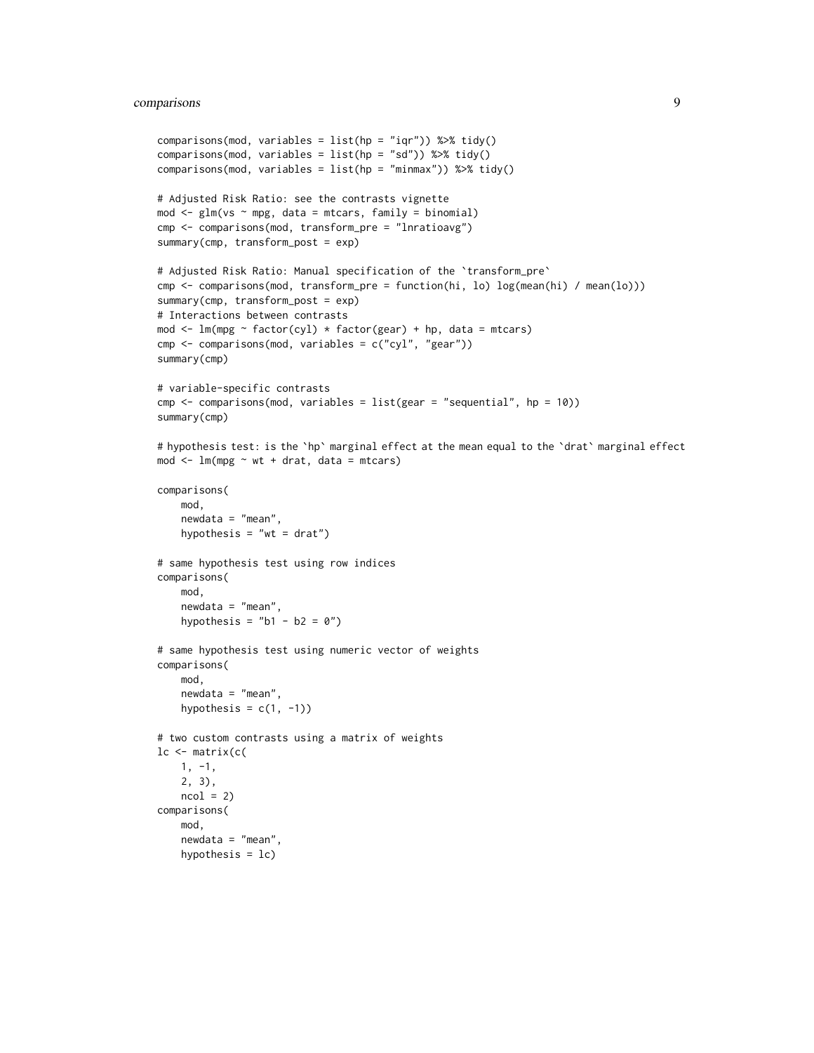```r
comparisons(mod, variables = list(hp = "iqr")) %>% tidy()
comparisons(mod, variables = list(hp = "sd")) %>% tidy()
comparisons(mod, variables = list(hp = "minmax")) %>% tidy()

# Adjusted Risk Ratio: see the contrasts vignette
mod <- glm(vs ~ mpg, data = mtcars, family = binomial)
cmp <- comparisons(mod, transform_pre = "lnratioavg")
summary(cmp, transform_post = exp)

# Adjusted Risk Ratio: Manual specification of the `transform_pre`
cmp <- comparisons(mod, transform_pre = function(hi, lo) log(mean(hi) / mean(lo)))
summary(cmp, transform_post = exp)
# Interactions between contrasts
mod <- lm(mpg ~ factor(cyl) * factor(gear) + hp, data = mtcars)
cmp <- comparisons(mod, variables = c("cyl", "gear"))
summary(cmp)

# variable-specific contrasts
cmp <- comparisons(mod, variables = list(gear = "sequential", hp = 10))
summary(cmp)

# hypothesis test: is the `hp` marginal effect at the mean equal to the `drat` marginal effect
mod <- lm(mpg ~ wt + drat, data = mtcars)

comparisons(
    mod,
    newdata = "mean",
    hypothesis = "wt = drat")

# same hypothesis test using row indices
comparisons(
    mod,
    newdata = "mean",
    hypothesis = "b1 - b2 = 0")

# same hypothesis test using numeric vector of weights
comparisons(
    mod,
    newdata = "mean",
    hypothesis = c(1, -1))

# two custom contrasts using a matrix of weights
lc <- matrix(c(
    1, -1,
    2, 3),
    ncol = 2)
comparisons(
    mod,
    newdata = "mean",
    hypothesis = lc)
```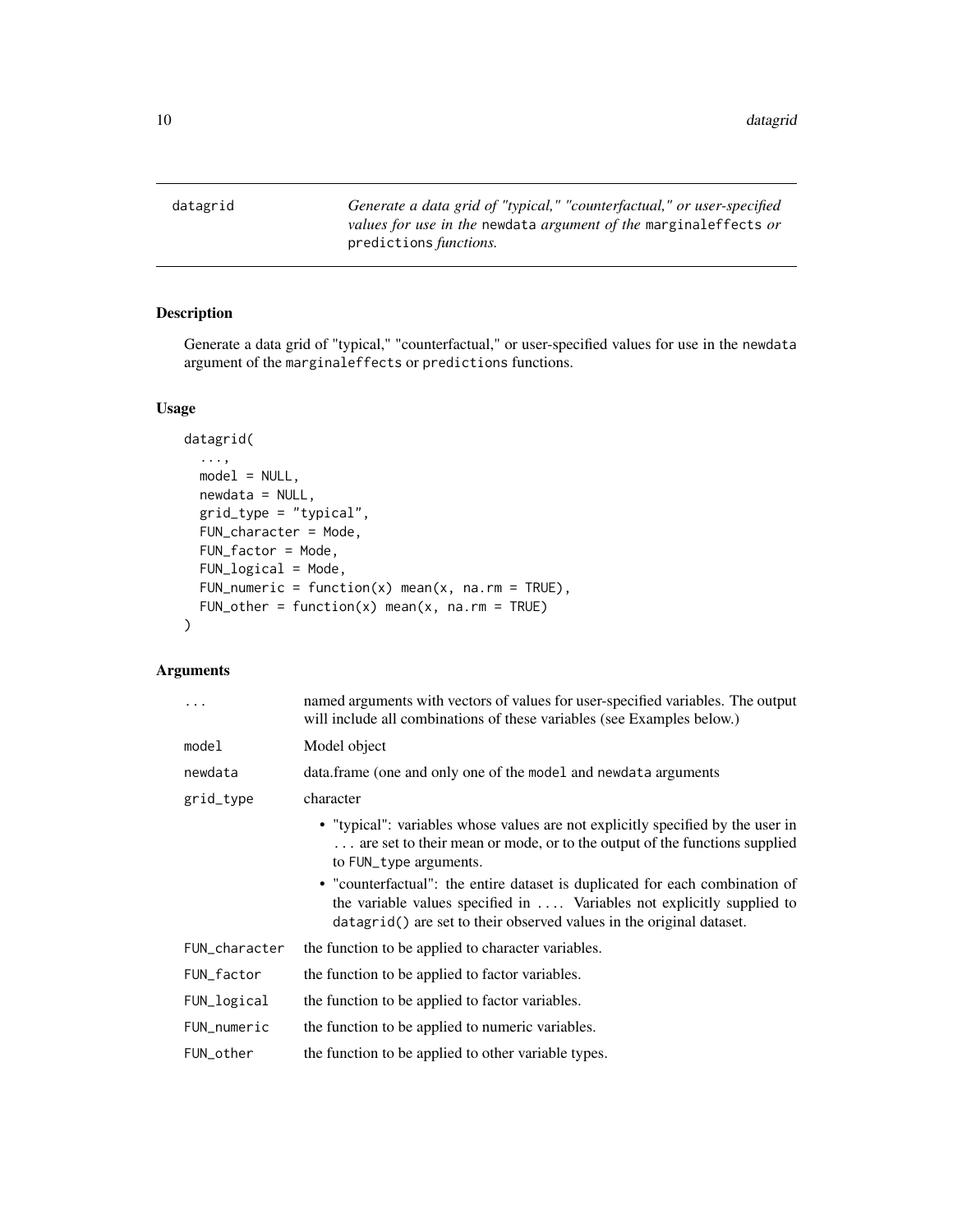# datagrid

*Generate a data grid of "typical," "counterfactual," or user-specified values for use in the* `newdata` *argument of the* `marginaleffects` *or* `predictions` *functions.*

## Description

Generate a data grid of "typical," "counterfactual," or user-specified values for use in the `newdata` argument of the `marginaleffects` or `predictions` functions.

## Usage

```
datagrid(
  ...,
  model = NULL,
  newdata = NULL,
  grid_type = "typical",
  FUN_character = Mode,
  FUN_factor = Mode,
  FUN_logical = Mode,
  FUN_numeric = function(x) mean(x, na.rm = TRUE),
  FUN_other = function(x) mean(x, na.rm = TRUE)
)
```

## Arguments

| | |
|---|---|
| `...` | named arguments with vectors of values for user-specified variables. The output will include all combinations of these variables (see Examples below.) |
| `model` | Model object |
| `newdata` | data.frame (one and only one of the `model` and `newdata` arguments |
| `grid_type` | character<br>• "typical": variables whose values are not explicitly specified by the user in `...` are set to their mean or mode, or to the output of the functions supplied to `FUN_type` arguments.<br>• "counterfactual": the entire dataset is duplicated for each combination of the variable values specified in `...`. Variables not explicitly supplied to `datagrid()` are set to their observed values in the original dataset. |
| `FUN_character` | the function to be applied to character variables. |
| `FUN_factor` | the function to be applied to factor variables. |
| `FUN_logical` | the function to be applied to factor variables. |
| `FUN_numeric` | the function to be applied to numeric variables. |
| `FUN_other` | the function to be applied to other variable types. |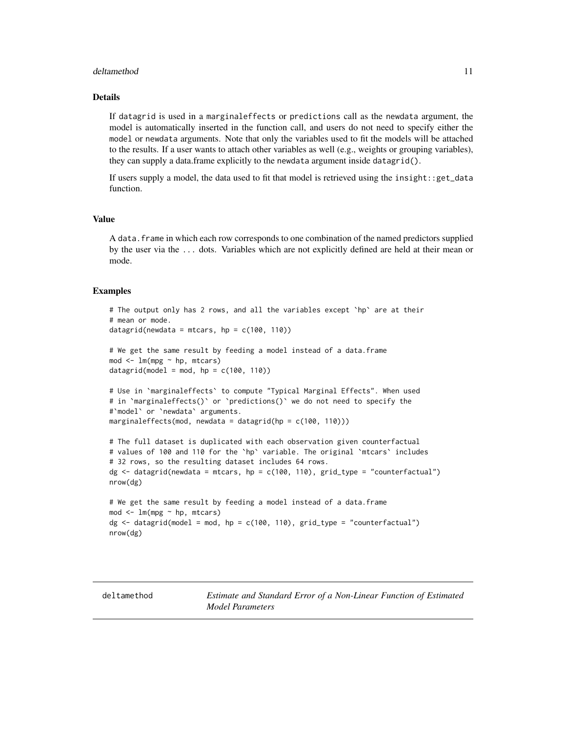## Details

If `datagrid` is used in a `marginaleffects` or `predictions` call as the `newdata` argument, the model is automatically inserted in the function call, and users do not need to specify either the `model` or `newdata` arguments. Note that only the variables used to fit the models will be attached to the results. If a user wants to attach other variables as well (e.g., weights or grouping variables), they can supply a data.frame explicitly to the `newdata` argument inside `datagrid()`.

If users supply a model, the data used to fit that model is retrieved using the `insight::get_data` function.

## Value

A `data.frame` in which each row corresponds to one combination of the named predictors supplied by the user via the `...` dots. Variables which are not explicitly defined are held at their mean or mode.

## Examples

```
# The output only has 2 rows, and all the variables except `hp` are at their
# mean or mode.
datagrid(newdata = mtcars, hp = c(100, 110))

# We get the same result by feeding a model instead of a data.frame
mod <- lm(mpg ~ hp, mtcars)
datagrid(model = mod, hp = c(100, 110))

# Use in `marginaleffects` to compute "Typical Marginal Effects". When used
# in `marginaleffects()` or `predictions()` we do not need to specify the
#`model` or `newdata` arguments.
marginaleffects(mod, newdata = datagrid(hp = c(100, 110)))

# The full dataset is duplicated with each observation given counterfactual
# values of 100 and 110 for the `hp` variable. The original `mtcars` includes
# 32 rows, so the resulting dataset includes 64 rows.
dg <- datagrid(newdata = mtcars, hp = c(100, 110), grid_type = "counterfactual")
nrow(dg)

# We get the same result by feeding a model instead of a data.frame
mod <- lm(mpg ~ hp, mtcars)
dg <- datagrid(model = mod, hp = c(100, 110), grid_type = "counterfactual")
nrow(dg)
```

---

# deltamethod — *Estimate and Standard Error of a Non-Linear Function of Estimated Model Parameters*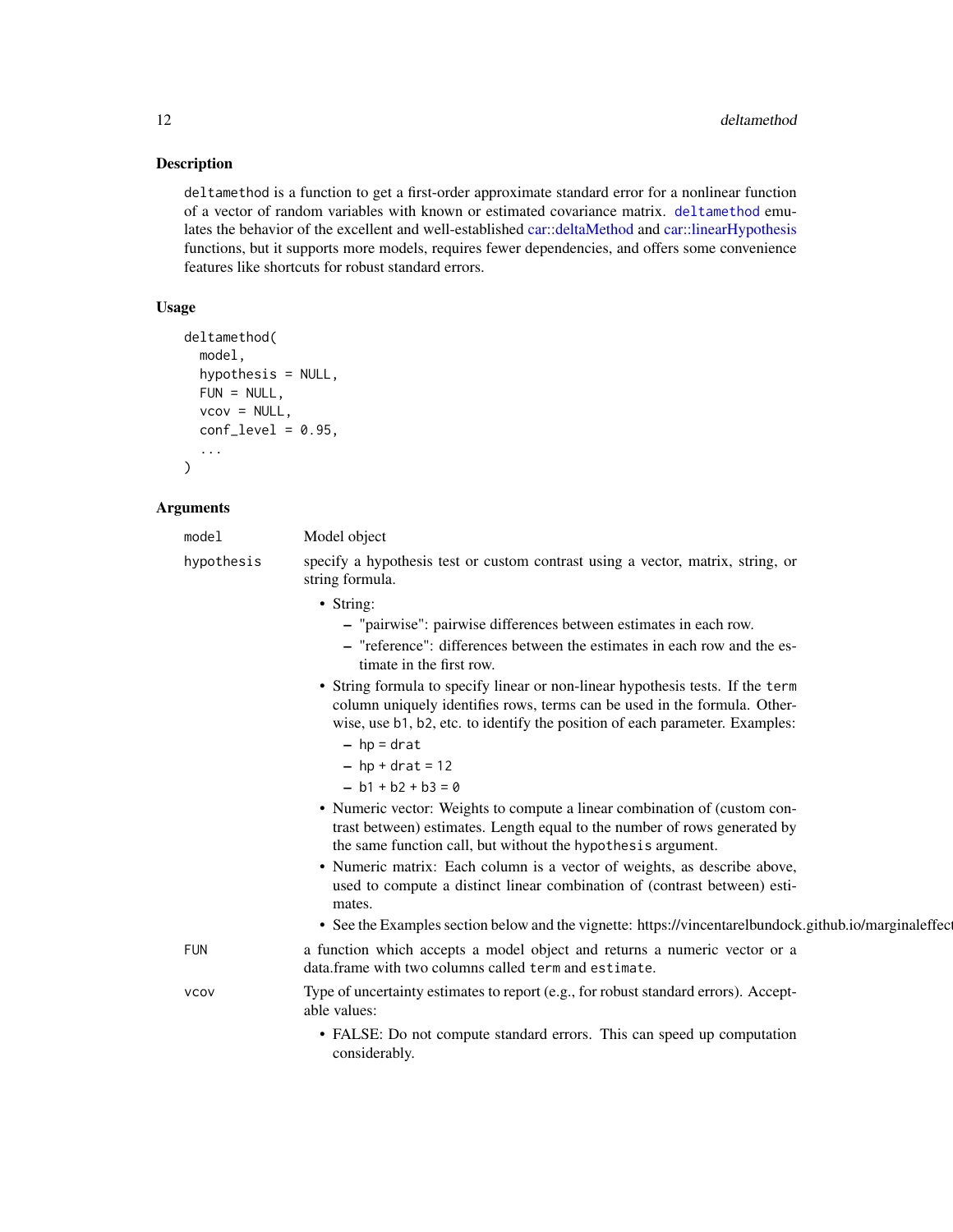## Description

deltamethod is a function to get a first-order approximate standard error for a nonlinear function of a vector of random variables with known or estimated covariance matrix. deltamethod emulates the behavior of the excellent and well-established car::deltaMethod and car::linearHypothesis functions, but it supports more models, requires fewer dependencies, and offers some convenience features like shortcuts for robust standard errors.

## Usage

```
deltamethod(
  model,
  hypothesis = NULL,
  FUN = NULL,
  vcov = NULL,
  conf_level = 0.95,
  ...
)
```

## Arguments

**model** Model object

**hypothesis** specify a hypothesis test or custom contrast using a vector, matrix, string, or string formula.

- String:
  - "pairwise": pairwise differences between estimates in each row.
  - "reference": differences between the estimates in each row and the estimate in the first row.
- String formula to specify linear or non-linear hypothesis tests. If the `term` column uniquely identifies rows, terms can be used in the formula. Otherwise, use b1, b2, etc. to identify the position of each parameter. Examples:
  - `hp = drat`
  - `hp + drat = 12`
  - `b1 + b2 + b3 = 0`
- Numeric vector: Weights to compute a linear combination of (custom contrast between) estimates. Length equal to the number of rows generated by the same function call, but without the `hypothesis` argument.
- Numeric matrix: Each column is a vector of weights, as describe above, used to compute a distinct linear combination of (contrast between) estimates.
- See the Examples section below and the vignette: https://vincentarelbundock.github.io/marginaleffect

**FUN** a function which accepts a model object and returns a numeric vector or a data.frame with two columns called `term` and `estimate`.

**vcov** Type of uncertainty estimates to report (e.g., for robust standard errors). Acceptable values:

- FALSE: Do not compute standard errors. This can speed up computation considerably.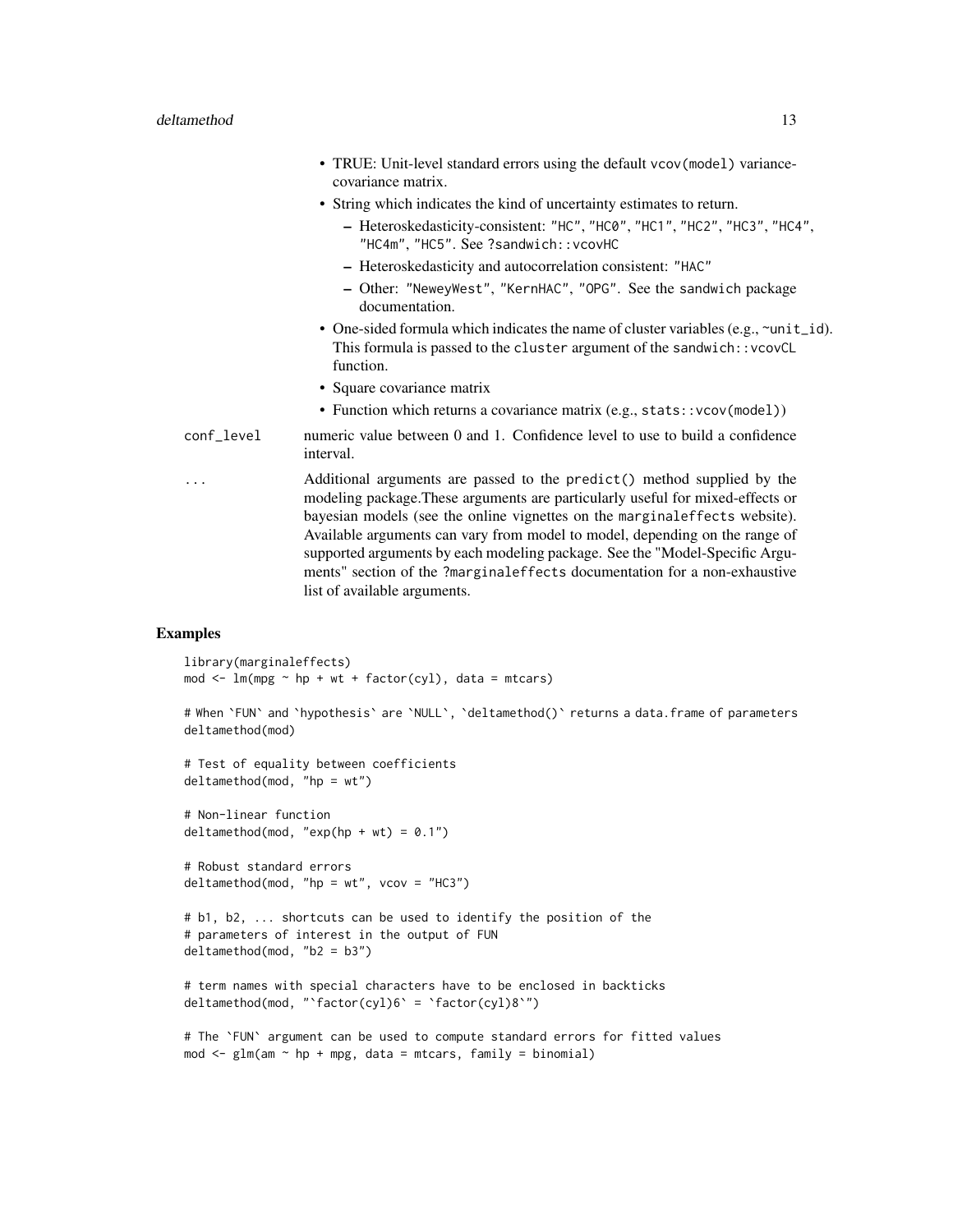- TRUE: Unit-level standard errors using the default vcov(model) variance-covariance matrix.
- String which indicates the kind of uncertainty estimates to return.
  - Heteroskedasticity-consistent: "HC", "HC0", "HC1", "HC2", "HC3", "HC4", "HC4m", "HC5". See ?sandwich::vcovHC
  - Heteroskedasticity and autocorrelation consistent: "HAC"
  - Other: "NeweyWest", "KernHAC", "OPG". See the sandwich package documentation.
- One-sided formula which indicates the name of cluster variables (e.g., ~unit_id). This formula is passed to the cluster argument of the sandwich::vcovCL function.
- Square covariance matrix
- Function which returns a covariance matrix (e.g., stats::vcov(model))

conf_level
: numeric value between 0 and 1. Confidence level to use to build a confidence interval.

...
: Additional arguments are passed to the predict() method supplied by the modeling package.These arguments are particularly useful for mixed-effects or bayesian models (see the online vignettes on the marginaleffects website). Available arguments can vary from model to model, depending on the range of supported arguments by each modeling package. See the "Model-Specific Arguments" section of the ?marginaleffects documentation for a non-exhaustive list of available arguments.

## Examples

```
library(marginaleffects)
mod <- lm(mpg ~ hp + wt + factor(cyl), data = mtcars)

# When `FUN` and `hypothesis` are `NULL`, `deltamethod()` returns a data.frame of parameters
deltamethod(mod)

# Test of equality between coefficients
deltamethod(mod, "hp = wt")

# Non-linear function
deltamethod(mod, "exp(hp + wt) = 0.1")

# Robust standard errors
deltamethod(mod, "hp = wt", vcov = "HC3")

# b1, b2, ... shortcuts can be used to identify the position of the
# parameters of interest in the output of FUN
deltamethod(mod, "b2 = b3")

# term names with special characters have to be enclosed in backticks
deltamethod(mod, "`factor(cyl)6` = `factor(cyl)8`")

# The `FUN` argument can be used to compute standard errors for fitted values
mod <- glm(am ~ hp + mpg, data = mtcars, family = binomial)
```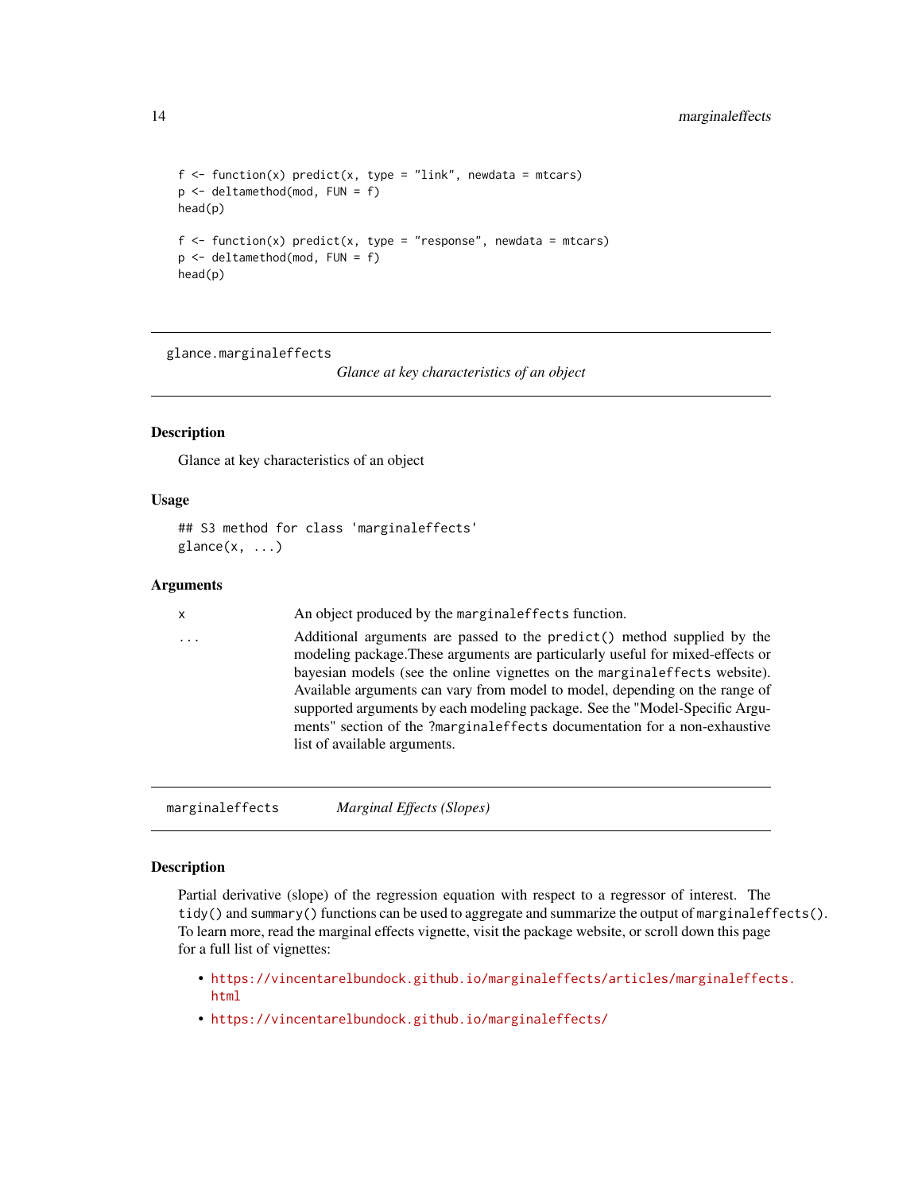```
f <- function(x) predict(x, type = "link", newdata = mtcars)
p <- deltamethod(mod, FUN = f)
head(p)

f <- function(x) predict(x, type = "response", newdata = mtcars)
p <- deltamethod(mod, FUN = f)
head(p)
```

---

`glance.marginaleffects` *Glance at key characteristics of an object*

---

## Description

Glance at key characteristics of an object

## Usage

```
## S3 method for class 'marginaleffects'
glance(x, ...)
```

## Arguments

| | |
|---|---|
| x | An object produced by the `marginaleffects` function. |
| ... | Additional arguments are passed to the `predict()` method supplied by the modeling package.These arguments are particularly useful for mixed-effects or bayesian models (see the online vignettes on the `marginaleffects` website). Available arguments can vary from model to model, depending on the range of supported arguments by each modeling package. See the "Model-Specific Arguments" section of the `?marginaleffects` documentation for a non-exhaustive list of available arguments. |

---

`marginaleffects` *Marginal Effects (Slopes)*

---

## Description

Partial derivative (slope) of the regression equation with respect to a regressor of interest. The `tidy()` and `summary()` functions can be used to aggregate and summarize the output of `marginaleffects()`. To learn more, read the marginal effects vignette, visit the package website, or scroll down this page for a full list of vignettes:

- https://vincentarelbundock.github.io/marginaleffects/articles/marginaleffects.html
- https://vincentarelbundock.github.io/marginaleffects/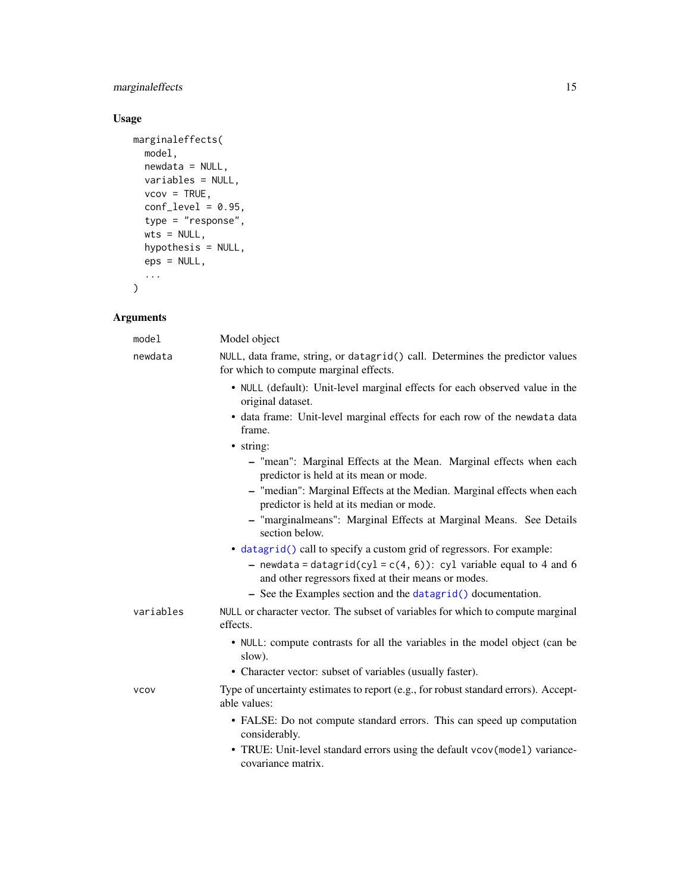## Usage

```
marginaleffects(
  model,
  newdata = NULL,
  variables = NULL,
  vcov = TRUE,
  conf_level = 0.95,
  type = "response",
  wts = NULL,
  hypothesis = NULL,
  eps = NULL,
  ...
)
```

## Arguments

| | |
|---|---|
| `model` | Model object |
| `newdata` | `NULL`, data frame, string, or `datagrid()` call. Determines the predictor values for which to compute marginal effects.<br>• `NULL` (default): Unit-level marginal effects for each observed value in the original dataset.<br>• data frame: Unit-level marginal effects for each row of the `newdata` data frame.<br>• string:<br>  – "mean": Marginal Effects at the Mean. Marginal effects when each predictor is held at its mean or mode.<br>  – "median": Marginal Effects at the Median. Marginal effects when each predictor is held at its median or mode.<br>  – "marginalmeans": Marginal Effects at Marginal Means. See Details section below.<br>• `datagrid()` call to specify a custom grid of regressors. For example:<br>  – `newdata = datagrid(cyl = c(4, 6))`: `cyl` variable equal to 4 and 6 and other regressors fixed at their means or modes.<br>  – See the Examples section and the `datagrid()` documentation. |
| `variables` | `NULL` or character vector. The subset of variables for which to compute marginal effects.<br>• `NULL`: compute contrasts for all the variables in the model object (can be slow).<br>• Character vector: subset of variables (usually faster). |
| `vcov` | Type of uncertainty estimates to report (e.g., for robust standard errors). Acceptable values:<br>• FALSE: Do not compute standard errors. This can speed up computation considerably.<br>• TRUE: Unit-level standard errors using the default `vcov(model)` variance-covariance matrix. |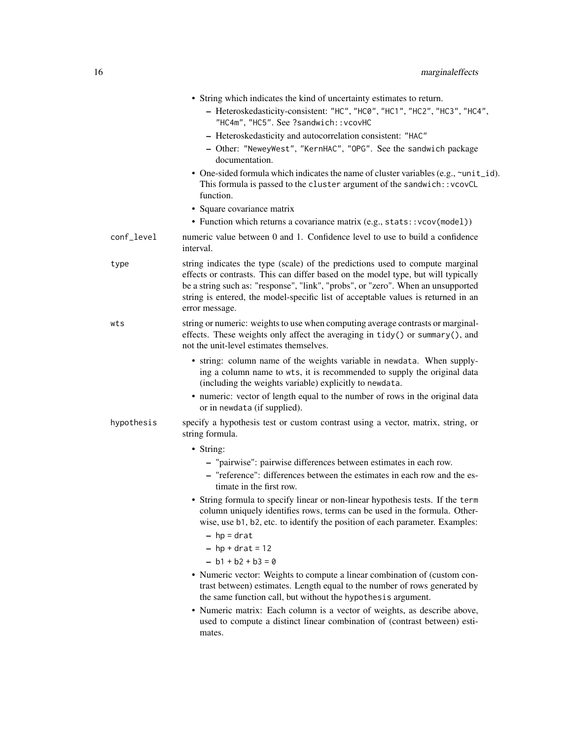- String which indicates the kind of uncertainty estimates to return.
  - Heteroskedasticity-consistent: `"HC"`, `"HC0"`, `"HC1"`, `"HC2"`, `"HC3"`, `"HC4"`, `"HC4m"`, `"HC5"`. See `?sandwich::vcovHC`
  - Heteroskedasticity and autocorrelation consistent: `"HAC"`
  - Other: `"NeweyWest"`, `"KernHAC"`, `"OPG"`. See the `sandwich` package documentation.
- One-sided formula which indicates the name of cluster variables (e.g., `~unit_id`). This formula is passed to the `cluster` argument of the `sandwich::vcovCL` function.
- Square covariance matrix
- Function which returns a covariance matrix (e.g., `stats::vcov(model)`)

`conf_level`
: numeric value between 0 and 1. Confidence level to use to build a confidence interval.

`type`
: string indicates the type (scale) of the predictions used to compute marginal effects or contrasts. This can differ based on the model type, but will typically be a string such as: "response", "link", "probs", or "zero". When an unsupported string is entered, the model-specific list of acceptable values is returned in an error message.

`wts`
: string or numeric: weights to use when computing average contrasts or marginal-effects. These weights only affect the averaging in `tidy()` or `summary()`, and not the unit-level estimates themselves.

- string: column name of the weights variable in `newdata`. When supplying a column name to `wts`, it is recommended to supply the original data (including the weights variable) explicitly to `newdata`.
- numeric: vector of length equal to the number of rows in the original data or in `newdata` (if supplied).

`hypothesis`
: specify a hypothesis test or custom contrast using a vector, matrix, string, or string formula.

- String:
  - "pairwise": pairwise differences between estimates in each row.
  - "reference": differences between the estimates in each row and the estimate in the first row.
- String formula to specify linear or non-linear hypothesis tests. If the `term` column uniquely identifies rows, terms can be used in the formula. Otherwise, use `b1`, `b2`, etc. to identify the position of each parameter. Examples:
  - `hp = drat`
  - `hp + drat = 12`
  - `b1 + b2 + b3 = 0`
- Numeric vector: Weights to compute a linear combination of (custom contrast between) estimates. Length equal to the number of rows generated by the same function call, but without the `hypothesis` argument.
- Numeric matrix: Each column is a vector of weights, as describe above, used to compute a distinct linear combination of (contrast between) estimates.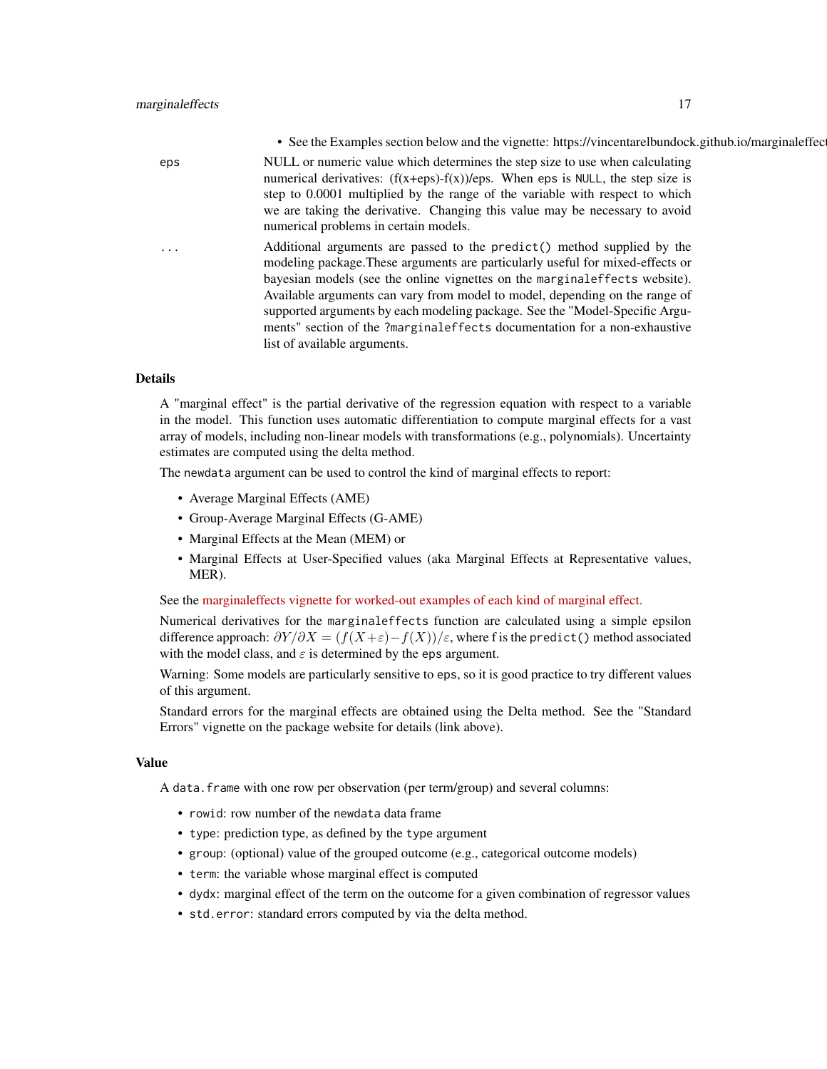- See the Examples section below and the vignette: https://vincentarelbundock.github.io/marginaleffect

`eps` NULL or numeric value which determines the step size to use when calculating numerical derivatives: (f(x+eps)-f(x))/eps. When `eps` is `NULL`, the step size is step to 0.0001 multiplied by the range of the variable with respect to which we are taking the derivative. Changing this value may be necessary to avoid numerical problems in certain models.

`...` Additional arguments are passed to the `predict()` method supplied by the modeling package.These arguments are particularly useful for mixed-effects or bayesian models (see the online vignettes on the `marginaleffects` website). Available arguments can vary from model to model, depending on the range of supported arguments by each modeling package. See the "Model-Specific Arguments" section of the `?marginaleffects` documentation for a non-exhaustive list of available arguments.

## Details

A "marginal effect" is the partial derivative of the regression equation with respect to a variable in the model. This function uses automatic differentiation to compute marginal effects for a vast array of models, including non-linear models with transformations (e.g., polynomials). Uncertainty estimates are computed using the delta method.

The `newdata` argument can be used to control the kind of marginal effects to report:

- Average Marginal Effects (AME)
- Group-Average Marginal Effects (G-AME)
- Marginal Effects at the Mean (MEM) or
- Marginal Effects at User-Specified values (aka Marginal Effects at Representative values, MER).

See the marginaleffects vignette for worked-out examples of each kind of marginal effect.

Numerical derivatives for the `marginaleffects` function are calculated using a simple epsilon difference approach: $\partial Y/\partial X = (f(X+\varepsilon)-f(X))/\varepsilon$, where f is the `predict()` method associated with the model class, and $\varepsilon$ is determined by the `eps` argument.

Warning: Some models are particularly sensitive to `eps`, so it is good practice to try different values of this argument.

Standard errors for the marginal effects are obtained using the Delta method. See the "Standard Errors" vignette on the package website for details (link above).

## Value

A `data.frame` with one row per observation (per term/group) and several columns:

- `rowid`: row number of the `newdata` data frame
- `type`: prediction type, as defined by the `type` argument
- `group`: (optional) value of the grouped outcome (e.g., categorical outcome models)
- `term`: the variable whose marginal effect is computed
- `dydx`: marginal effect of the term on the outcome for a given combination of regressor values
- `std.error`: standard errors computed by via the delta method.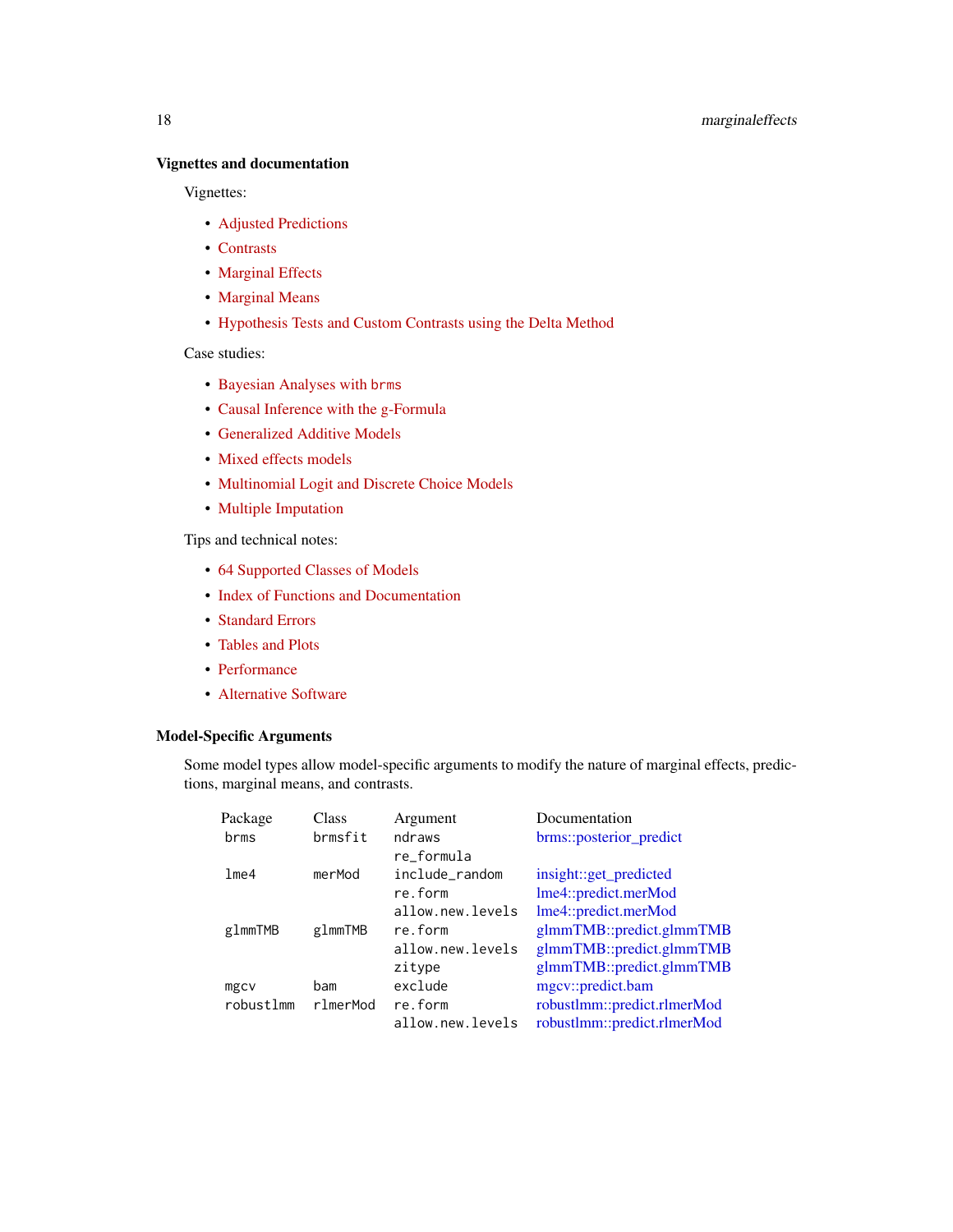### Vignettes and documentation

Vignettes:

- Adjusted Predictions
- Contrasts
- Marginal Effects
- Marginal Means
- Hypothesis Tests and Custom Contrasts using the Delta Method

Case studies:

- Bayesian Analyses with `brms`
- Causal Inference with the g-Formula
- Generalized Additive Models
- Mixed effects models
- Multinomial Logit and Discrete Choice Models
- Multiple Imputation

Tips and technical notes:

- 64 Supported Classes of Models
- Index of Functions and Documentation
- Standard Errors
- Tables and Plots
- Performance
- Alternative Software

### Model-Specific Arguments

Some model types allow model-specific arguments to modify the nature of marginal effects, predictions, marginal means, and contrasts.

| Package | Class | Argument | Documentation |
|---|---|---|---|
| `brms` | `brmsfit` | `ndraws` | brms::posterior_predict |
| | | `re_formula` | |
| `lme4` | `merMod` | `include_random` | insight::get_predicted |
| | | `re.form` | lme4::predict.merMod |
| | | `allow.new.levels` | lme4::predict.merMod |
| `glmmTMB` | `glmmTMB` | `re.form` | glmmTMB::predict.glmmTMB |
| | | `allow.new.levels` | glmmTMB::predict.glmmTMB |
| | | `zitype` | glmmTMB::predict.glmmTMB |
| `mgcv` | `bam` | `exclude` | mgcv::predict.bam |
| `robustlmm` | `rlmerMod` | `re.form` | robustlmm::predict.rlmerMod |
| | | `allow.new.levels` | robustlmm::predict.rlmerMod |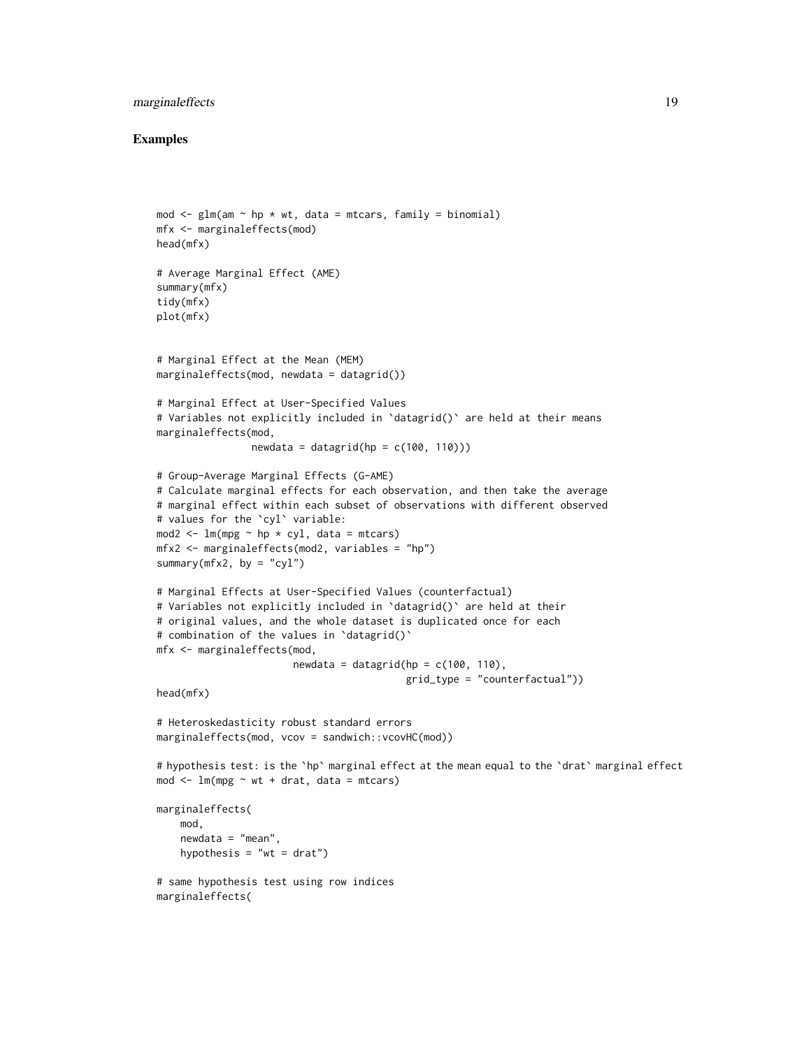## Examples

```
mod <- glm(am ~ hp * wt, data = mtcars, family = binomial)
mfx <- marginaleffects(mod)
head(mfx)

# Average Marginal Effect (AME)
summary(mfx)
tidy(mfx)
plot(mfx)


# Marginal Effect at the Mean (MEM)
marginaleffects(mod, newdata = datagrid())

# Marginal Effect at User-Specified Values
# Variables not explicitly included in `datagrid()` are held at their means
marginaleffects(mod,
                newdata = datagrid(hp = c(100, 110)))

# Group-Average Marginal Effects (G-AME)
# Calculate marginal effects for each observation, and then take the average
# marginal effect within each subset of observations with different observed
# values for the `cyl` variable:
mod2 <- lm(mpg ~ hp * cyl, data = mtcars)
mfx2 <- marginaleffects(mod2, variables = "hp")
summary(mfx2, by = "cyl")

# Marginal Effects at User-Specified Values (counterfactual)
# Variables not explicitly included in `datagrid()` are held at their
# original values, and the whole dataset is duplicated once for each
# combination of the values in `datagrid()`
mfx <- marginaleffects(mod,
                       newdata = datagrid(hp = c(100, 110),
                                          grid_type = "counterfactual"))
head(mfx)

# Heteroskedasticity robust standard errors
marginaleffects(mod, vcov = sandwich::vcovHC(mod))

# hypothesis test: is the `hp` marginal effect at the mean equal to the `drat` marginal effect
mod <- lm(mpg ~ wt + drat, data = mtcars)

marginaleffects(
    mod,
    newdata = "mean",
    hypothesis = "wt = drat")

# same hypothesis test using row indices
marginaleffects(
```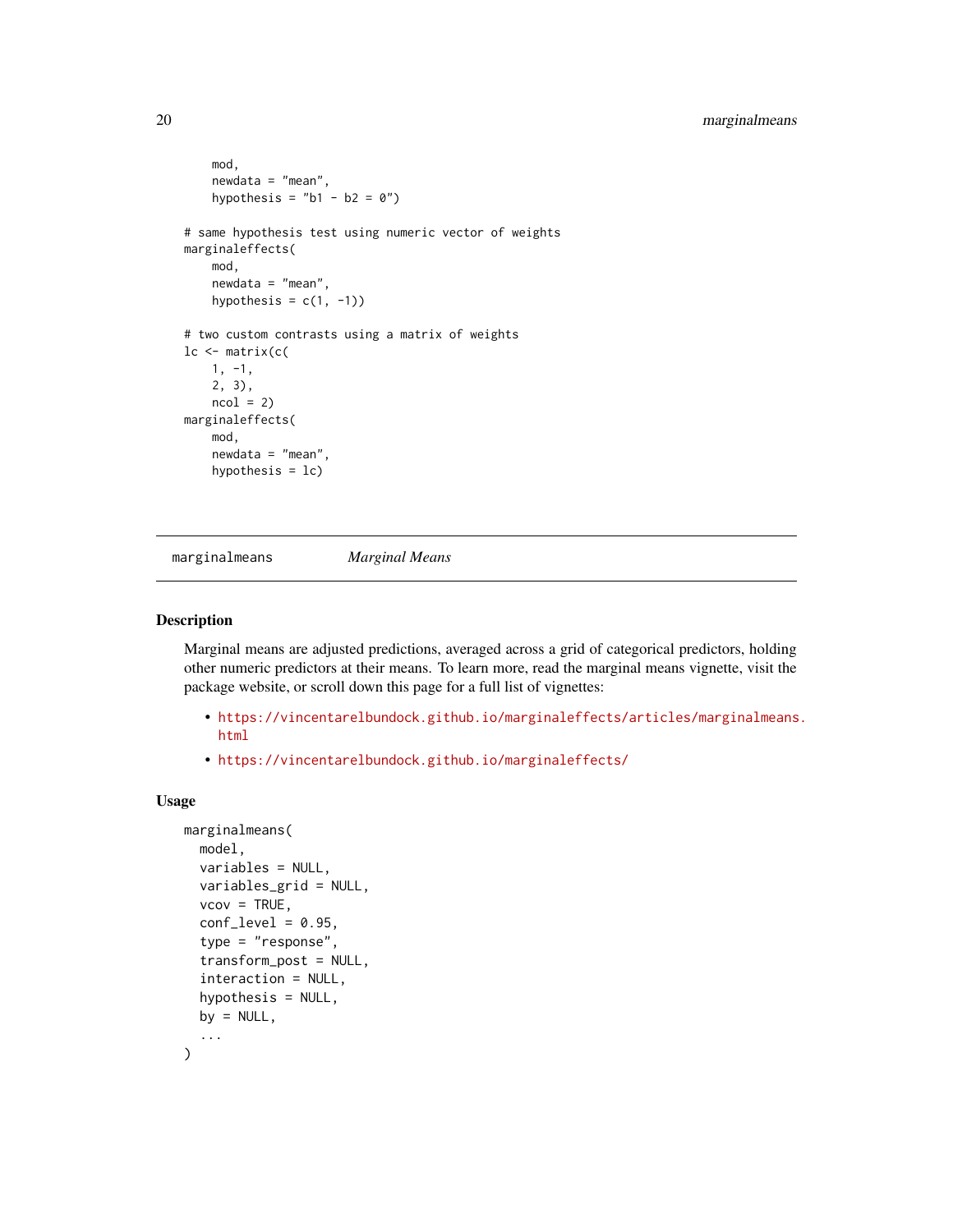```r
    mod,
    newdata = "mean",
    hypothesis = "b1 - b2 = 0")

# same hypothesis test using numeric vector of weights
marginaleffects(
    mod,
    newdata = "mean",
    hypothesis = c(1, -1))

# two custom contrasts using a matrix of weights
lc <- matrix(c(
    1, -1,
    2, 3),
    ncol = 2)
marginaleffects(
    mod,
    newdata = "mean",
    hypothesis = lc)
```

---

## marginalmeans *Marginal Means*

### Description

Marginal means are adjusted predictions, averaged across a grid of categorical predictors, holding other numeric predictors at their means. To learn more, read the marginal means vignette, visit the package website, or scroll down this page for a full list of vignettes:

- https://vincentarelbundock.github.io/marginaleffects/articles/marginalmeans.html
- https://vincentarelbundock.github.io/marginaleffects/

### Usage

```r
marginalmeans(
  model,
  variables = NULL,
  variables_grid = NULL,
  vcov = TRUE,
  conf_level = 0.95,
  type = "response",
  transform_post = NULL,
  interaction = NULL,
  hypothesis = NULL,
  by = NULL,
  ...
)
```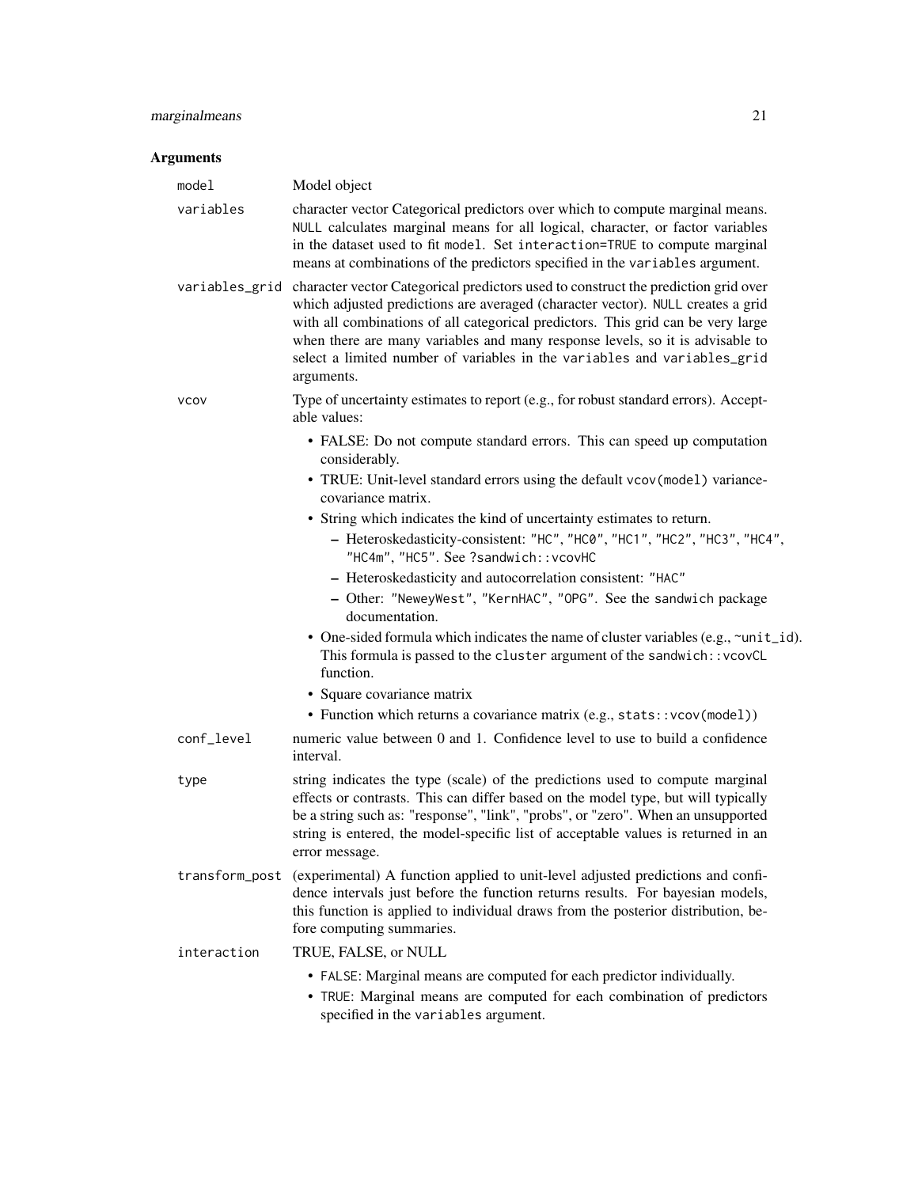## Arguments

**model** Model object

**variables** character vector Categorical predictors over which to compute marginal means. `NULL` calculates marginal means for all logical, character, or factor variables in the dataset used to fit `model`. Set `interaction=TRUE` to compute marginal means at combinations of the predictors specified in the `variables` argument.

**variables_grid** character vector Categorical predictors used to construct the prediction grid over which adjusted predictions are averaged (character vector). `NULL` creates a grid with all combinations of all categorical predictors. This grid can be very large when there are many variables and many response levels, so it is advisable to select a limited number of variables in the `variables` and `variables_grid` arguments.

**vcov** Type of uncertainty estimates to report (e.g., for robust standard errors). Acceptable values:

- FALSE: Do not compute standard errors. This can speed up computation considerably.
- TRUE: Unit-level standard errors using the default `vcov(model)` variance-covariance matrix.
- String which indicates the kind of uncertainty estimates to return.
  - Heteroskedasticity-consistent: `"HC"`, `"HC0"`, `"HC1"`, `"HC2"`, `"HC3"`, `"HC4"`, `"HC4m"`, `"HC5"`. See `?sandwich::vcovHC`
  - Heteroskedasticity and autocorrelation consistent: `"HAC"`
  - Other: `"NeweyWest"`, `"KernHAC"`, `"OPG"`. See the `sandwich` package documentation.
- One-sided formula which indicates the name of cluster variables (e.g., `~unit_id`). This formula is passed to the `cluster` argument of the `sandwich::vcovCL` function.
- Square covariance matrix
- Function which returns a covariance matrix (e.g., `stats::vcov(model)`)

**conf_level** numeric value between 0 and 1. Confidence level to use to build a confidence interval.

**type** string indicates the type (scale) of the predictions used to compute marginal effects or contrasts. This can differ based on the model type, but will typically be a string such as: "response", "link", "probs", or "zero". When an unsupported string is entered, the model-specific list of acceptable values is returned in an error message.

**transform_post** (experimental) A function applied to unit-level adjusted predictions and confidence intervals just before the function returns results. For bayesian models, this function is applied to individual draws from the posterior distribution, before computing summaries.

**interaction** TRUE, FALSE, or NULL

- `FALSE`: Marginal means are computed for each predictor individually.
- `TRUE`: Marginal means are computed for each combination of predictors specified in the `variables` argument.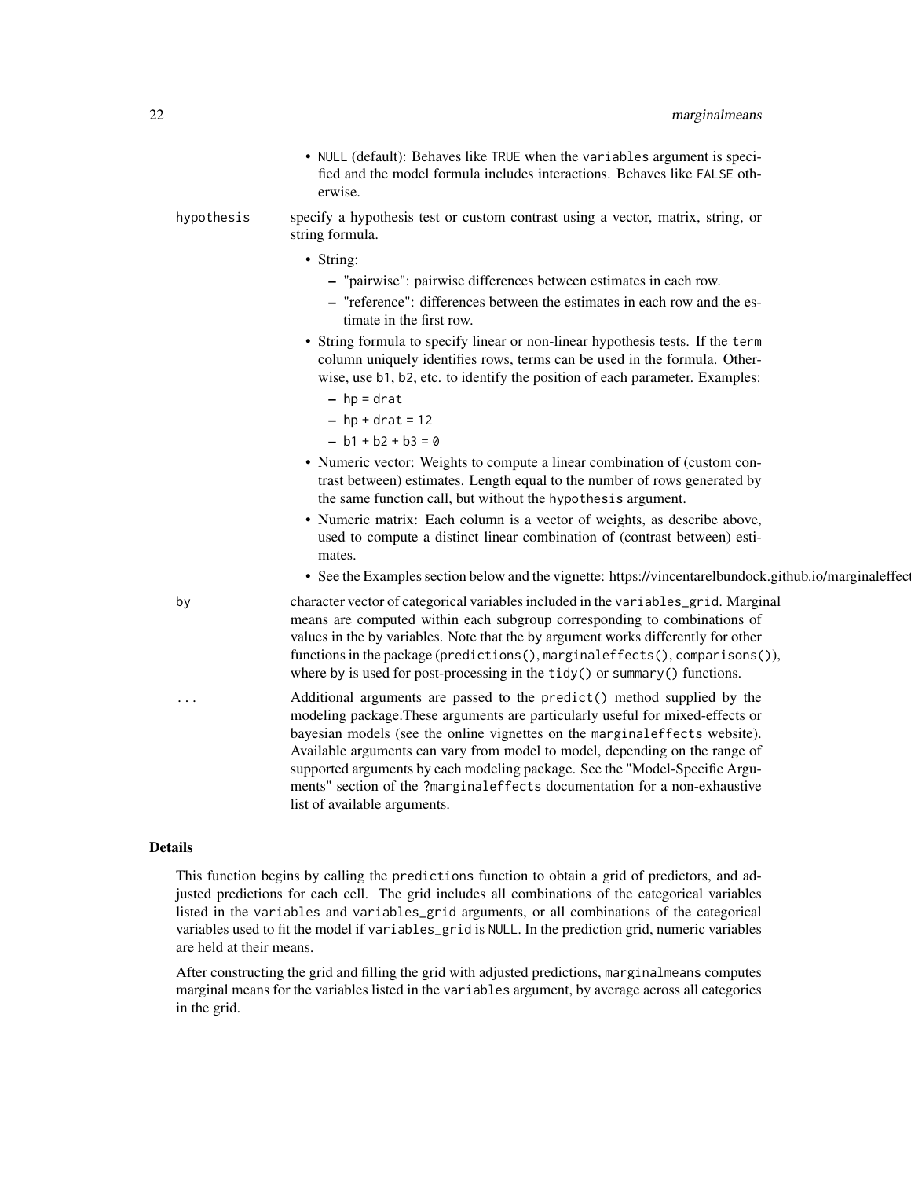- NULL (default): Behaves like TRUE when the variables argument is specified and the model formula includes interactions. Behaves like FALSE otherwise.

**hypothesis** specify a hypothesis test or custom contrast using a vector, matrix, string, or string formula.

- String:
  - "pairwise": pairwise differences between estimates in each row.
  - "reference": differences between the estimates in each row and the estimate in the first row.
- String formula to specify linear or non-linear hypothesis tests. If the term column uniquely identifies rows, terms can be used in the formula. Otherwise, use b1, b2, etc. to identify the position of each parameter. Examples:
  - hp = drat
  - hp + drat = 12
  - b1 + b2 + b3 = 0
- Numeric vector: Weights to compute a linear combination of (custom contrast between) estimates. Length equal to the number of rows generated by the same function call, but without the hypothesis argument.
- Numeric matrix: Each column is a vector of weights, as describe above, used to compute a distinct linear combination of (contrast between) estimates.
- See the Examples section below and the vignette: https://vincentarelbundock.github.io/marginaleffect

**by** character vector of categorical variables included in the variables_grid. Marginal means are computed within each subgroup corresponding to combinations of values in the by variables. Note that the by argument works differently for other functions in the package (predictions(), marginaleffects(), comparisons()), where by is used for post-processing in the tidy() or summary() functions.

**...** Additional arguments are passed to the predict() method supplied by the modeling package.These arguments are particularly useful for mixed-effects or bayesian models (see the online vignettes on the marginaleffects website). Available arguments can vary from model to model, depending on the range of supported arguments by each modeling package. See the "Model-Specific Arguments" section of the ?marginaleffects documentation for a non-exhaustive list of available arguments.

## Details

This function begins by calling the predictions function to obtain a grid of predictors, and adjusted predictions for each cell. The grid includes all combinations of the categorical variables listed in the variables and variables_grid arguments, or all combinations of the categorical variables used to fit the model if variables_grid is NULL. In the prediction grid, numeric variables are held at their means.

After constructing the grid and filling the grid with adjusted predictions, marginalmeans computes marginal means for the variables listed in the variables argument, by average across all categories in the grid.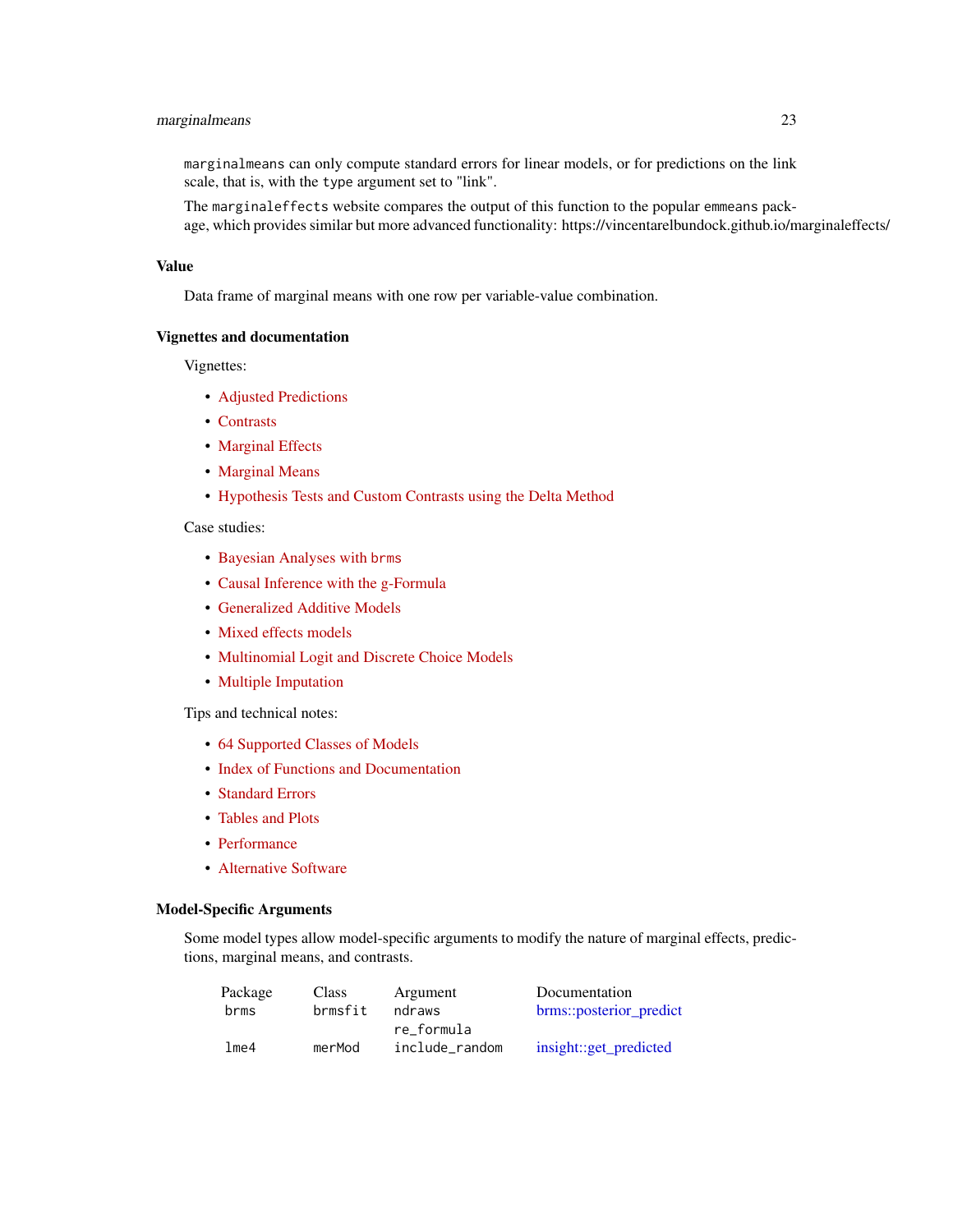`marginalmeans` can only compute standard errors for linear models, or for predictions on the link scale, that is, with the `type` argument set to "link".

The `marginaleffects` website compares the output of this function to the popular `emmeans` package, which provides similar but more advanced functionality: https://vincentarelbundock.github.io/marginaleffects/

## Value

Data frame of marginal means with one row per variable-value combination.

## Vignettes and documentation

Vignettes:

- Adjusted Predictions
- Contrasts
- Marginal Effects
- Marginal Means
- Hypothesis Tests and Custom Contrasts using the Delta Method

Case studies:

- Bayesian Analyses with `brms`
- Causal Inference with the g-Formula
- Generalized Additive Models
- Mixed effects models
- Multinomial Logit and Discrete Choice Models
- Multiple Imputation

Tips and technical notes:

- 64 Supported Classes of Models
- Index of Functions and Documentation
- Standard Errors
- Tables and Plots
- Performance
- Alternative Software

## Model-Specific Arguments

Some model types allow model-specific arguments to modify the nature of marginal effects, predictions, marginal means, and contrasts.

| Package | Class | Argument | Documentation |
|---|---|---|---|
| `brms` | `brmsfit` | `ndraws` | brms::posterior_predict |
| | | `re_formula` | |
| `lme4` | `merMod` | `include_random` | insight::get_predicted |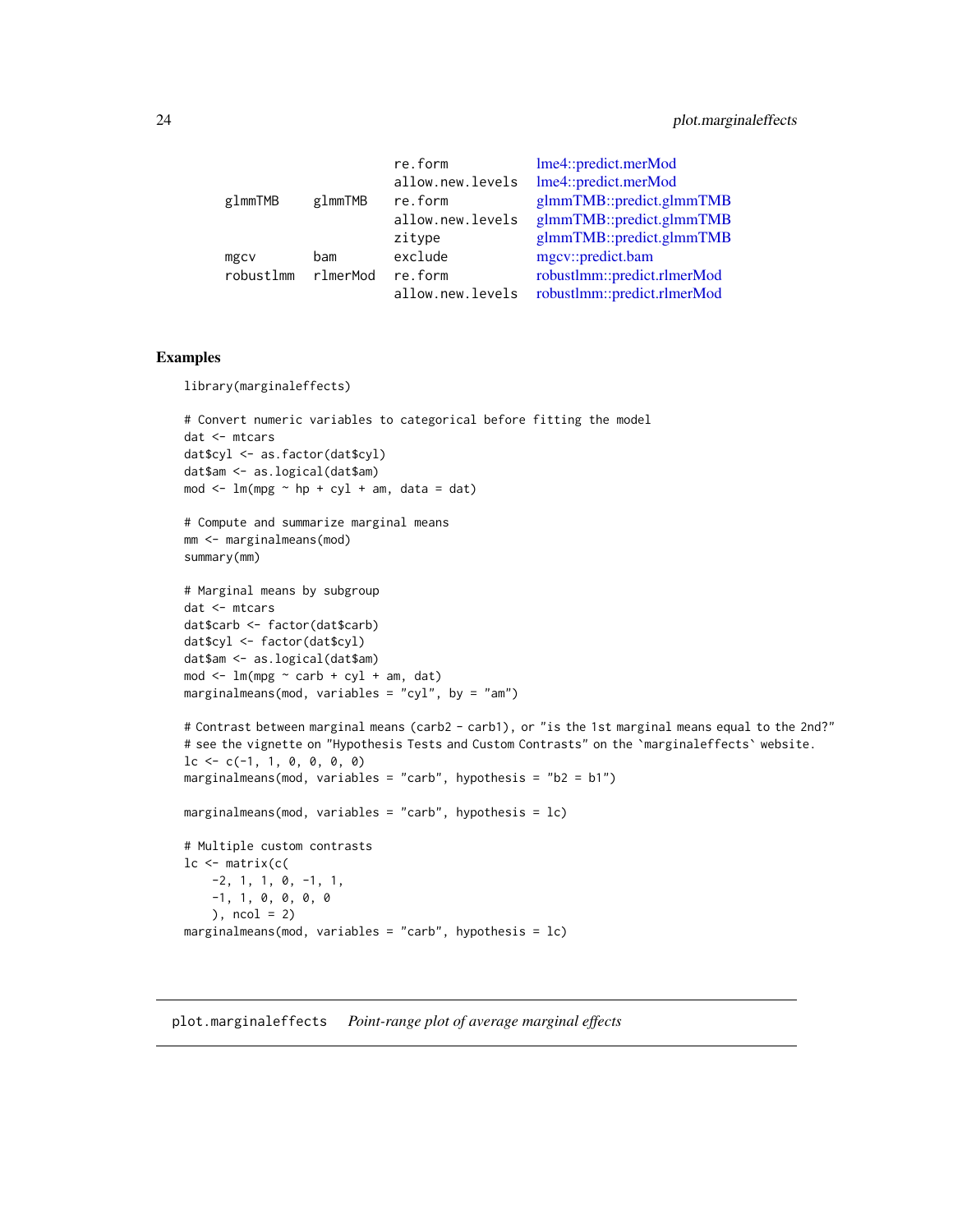| Package | Class | Argument | Documentation |
|---|---|---|---|
| | | re.form | lme4::predict.merMod |
| | | allow.new.levels | lme4::predict.merMod |
| glmmTMB | glmmTMB | re.form | glmmTMB::predict.glmmTMB |
| | | allow.new.levels | glmmTMB::predict.glmmTMB |
| | | zitype | glmmTMB::predict.glmmTMB |
| mgcv | bam | exclude | mgcv::predict.bam |
| robustlmm | rlmerMod | re.form | robustlmm::predict.rlmerMod |
| | | allow.new.levels | robustlmm::predict.rlmerMod |

## Examples

```
library(marginaleffects)

# Convert numeric variables to categorical before fitting the model
dat <- mtcars
dat$cyl <- as.factor(dat$cyl)
dat$am <- as.logical(dat$am)
mod <- lm(mpg ~ hp + cyl + am, data = dat)

# Compute and summarize marginal means
mm <- marginalmeans(mod)
summary(mm)

# Marginal means by subgroup
dat <- mtcars
dat$carb <- factor(dat$carb)
dat$cyl <- factor(dat$cyl)
dat$am <- as.logical(dat$am)
mod <- lm(mpg ~ carb + cyl + am, dat)
marginalmeans(mod, variables = "cyl", by = "am")

# Contrast between marginal means (carb2 - carb1), or "is the 1st marginal means equal to the 2nd?"
# see the vignette on "Hypothesis Tests and Custom Contrasts" on the `marginaleffects` website.
lc <- c(-1, 1, 0, 0, 0, 0)
marginalmeans(mod, variables = "carb", hypothesis = "b2 = b1")

marginalmeans(mod, variables = "carb", hypothesis = lc)

# Multiple custom contrasts
lc <- matrix(c(
    -2, 1, 1, 0, -1, 1,
    -1, 1, 0, 0, 0, 0
    ), ncol = 2)
marginalmeans(mod, variables = "carb", hypothesis = lc)
```

# plot.marginaleffects *Point-range plot of average marginal effects*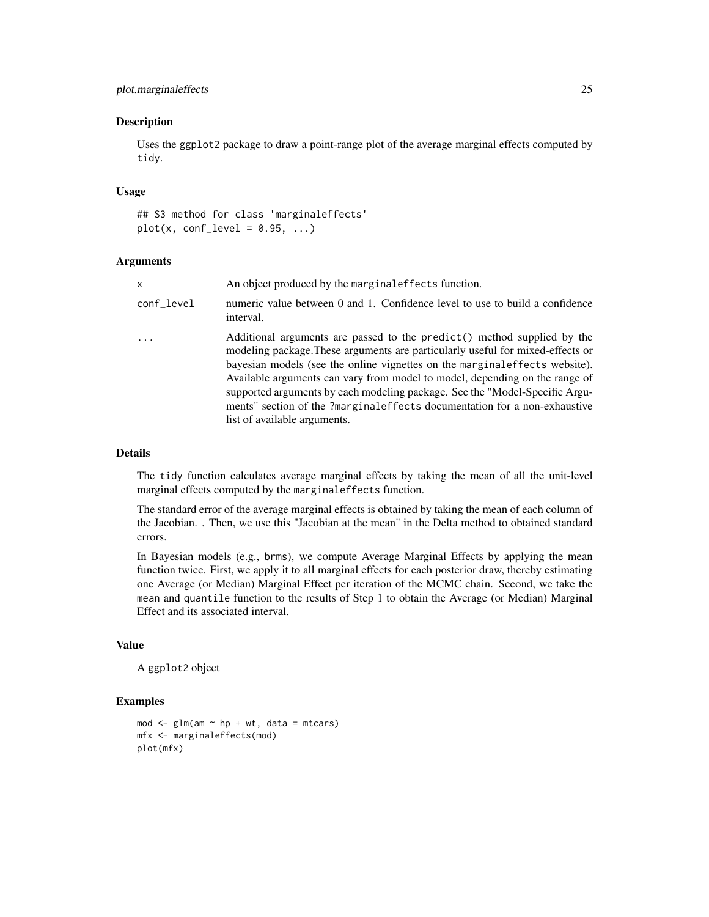## Description

Uses the `ggplot2` package to draw a point-range plot of the average marginal effects computed by `tidy`.

## Usage

```
## S3 method for class 'marginaleffects'
plot(x, conf_level = 0.95, ...)
```

## Arguments

| | |
|---|---|
| `x` | An object produced by the `marginaleffects` function. |
| `conf_level` | numeric value between 0 and 1. Confidence level to use to build a confidence interval. |
| `...` | Additional arguments are passed to the `predict()` method supplied by the modeling package.These arguments are particularly useful for mixed-effects or bayesian models (see the online vignettes on the `marginaleffects` website). Available arguments can vary from model to model, depending on the range of supported arguments by each modeling package. See the "Model-Specific Arguments" section of the `?marginaleffects` documentation for a non-exhaustive list of available arguments. |

## Details

The `tidy` function calculates average marginal effects by taking the mean of all the unit-level marginal effects computed by the `marginaleffects` function.

The standard error of the average marginal effects is obtained by taking the mean of each column of the Jacobian. . Then, we use this "Jacobian at the mean" in the Delta method to obtained standard errors.

In Bayesian models (e.g., `brms`), we compute Average Marginal Effects by applying the mean function twice. First, we apply it to all marginal effects for each posterior draw, thereby estimating one Average (or Median) Marginal Effect per iteration of the MCMC chain. Second, we take the `mean` and `quantile` function to the results of Step 1 to obtain the Average (or Median) Marginal Effect and its associated interval.

## Value

A `ggplot2` object

## Examples

```
mod <- glm(am ~ hp + wt, data = mtcars)
mfx <- marginaleffects(mod)
plot(mfx)
```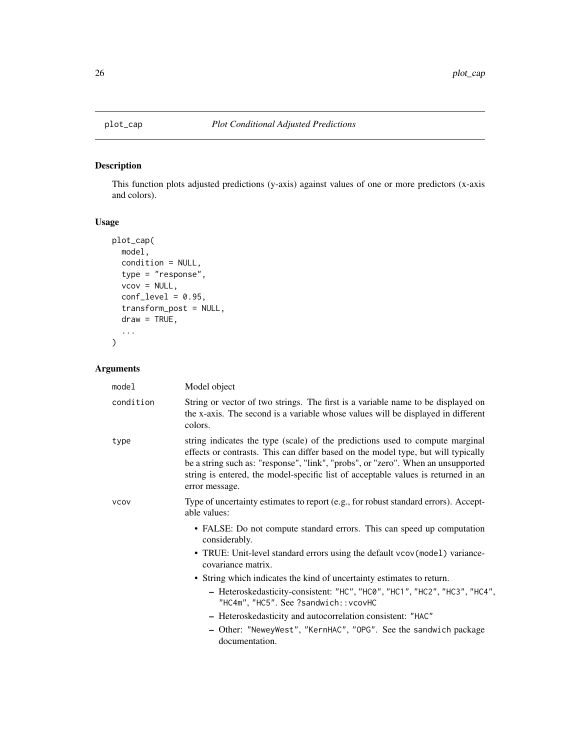# plot_cap *Plot Conditional Adjusted Predictions*

## Description

This function plots adjusted predictions (y-axis) against values of one or more predictors (x-axis and colors).

## Usage

```
plot_cap(
  model,
  condition = NULL,
  type = "response",
  vcov = NULL,
  conf_level = 0.95,
  transform_post = NULL,
  draw = TRUE,
  ...
)
```

## Arguments

| | |
|---|---|
| `model` | Model object |
| `condition` | String or vector of two strings. The first is a variable name to be displayed on the x-axis. The second is a variable whose values will be displayed in different colors. |
| `type` | string indicates the type (scale) of the predictions used to compute marginal effects or contrasts. This can differ based on the model type, but will typically be a string such as: "response", "link", "probs", or "zero". When an unsupported string is entered, the model-specific list of acceptable values is returned in an error message. |
| `vcov` | Type of uncertainty estimates to report (e.g., for robust standard errors). Acceptable values: <br>• FALSE: Do not compute standard errors. This can speed up computation considerably.<br>• TRUE: Unit-level standard errors using the default `vcov(model)` variance-covariance matrix.<br>• String which indicates the kind of uncertainty estimates to return.<br>&nbsp;&nbsp;– Heteroskedasticity-consistent: `"HC"`, `"HC0"`, `"HC1"`, `"HC2"`, `"HC3"`, `"HC4"`, `"HC4m"`, `"HC5"`. See `?sandwich::vcovHC`<br>&nbsp;&nbsp;– Heteroskedasticity and autocorrelation consistent: `"HAC"`<br>&nbsp;&nbsp;– Other: `"NeweyWest"`, `"KernHAC"`, `"OPG"`. See the `sandwich` package documentation. |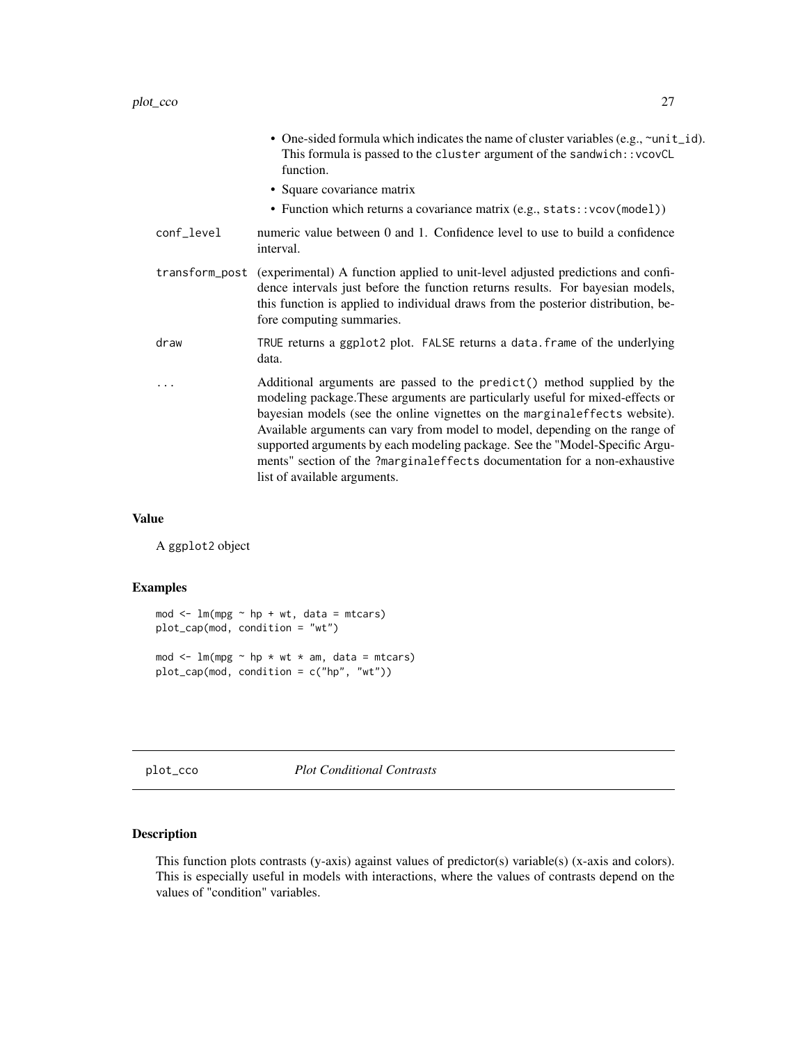- One-sided formula which indicates the name of cluster variables (e.g., ~unit_id). This formula is passed to the cluster argument of the sandwich::vcovCL function.
- Square covariance matrix
- Function which returns a covariance matrix (e.g., stats::vcov(model))

conf_level
: numeric value between 0 and 1. Confidence level to use to build a confidence interval.

transform_post
: (experimental) A function applied to unit-level adjusted predictions and confidence intervals just before the function returns results. For bayesian models, this function is applied to individual draws from the posterior distribution, before computing summaries.

draw
: TRUE returns a ggplot2 plot. FALSE returns a data.frame of the underlying data.

...
: Additional arguments are passed to the predict() method supplied by the modeling package.These arguments are particularly useful for mixed-effects or bayesian models (see the online vignettes on the marginaleffects website). Available arguments can vary from model to model, depending on the range of supported arguments by each modeling package. See the "Model-Specific Arguments" section of the ?marginaleffects documentation for a non-exhaustive list of available arguments.

## Value

A ggplot2 object

## Examples

```
mod <- lm(mpg ~ hp + wt, data = mtcars)
plot_cap(mod, condition = "wt")

mod <- lm(mpg ~ hp * wt * am, data = mtcars)
plot_cap(mod, condition = c("hp", "wt"))
```

---

# plot_cco — *Plot Conditional Contrasts*

## Description

This function plots contrasts (y-axis) against values of predictor(s) variable(s) (x-axis and colors). This is especially useful in models with interactions, where the values of contrasts depend on the values of "condition" variables.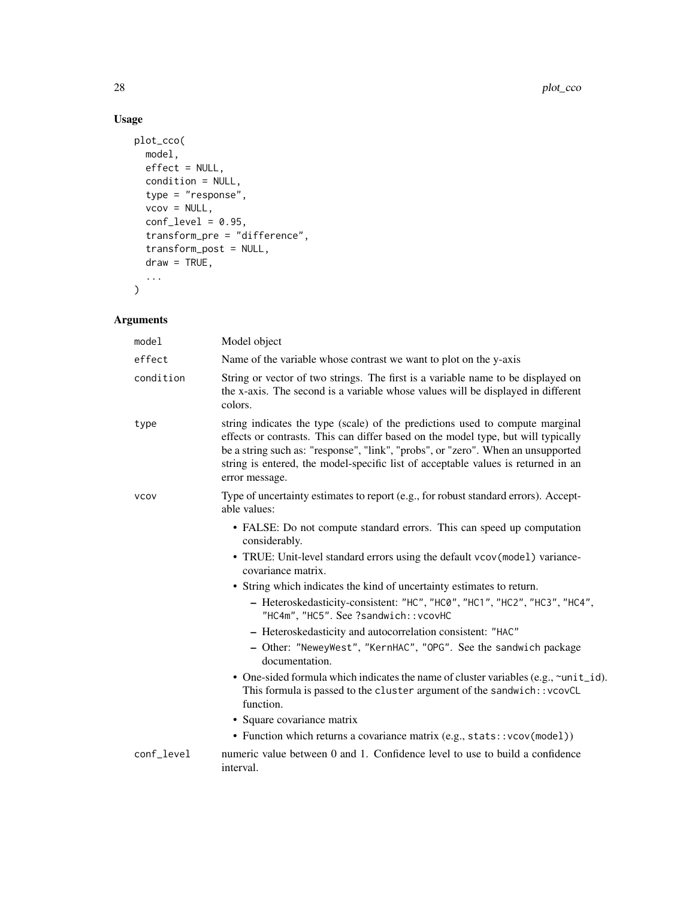## Usage

```
plot_cco(
  model,
  effect = NULL,
  condition = NULL,
  type = "response",
  vcov = NULL,
  conf_level = 0.95,
  transform_pre = "difference",
  transform_post = NULL,
  draw = TRUE,
  ...
)
```

## Arguments

| | |
|---|---|
| `model` | Model object |
| `effect` | Name of the variable whose contrast we want to plot on the y-axis |
| `condition` | String or vector of two strings. The first is a variable name to be displayed on the x-axis. The second is a variable whose values will be displayed in different colors. |
| `type` | string indicates the type (scale) of the predictions used to compute marginal effects or contrasts. This can differ based on the model type, but will typically be a string such as: "response", "link", "probs", or "zero". When an unsupported string is entered, the model-specific list of acceptable values is returned in an error message. |
| `vcov` | Type of uncertainty estimates to report (e.g., for robust standard errors). Acceptable values: <br>• FALSE: Do not compute standard errors. This can speed up computation considerably. <br>• TRUE: Unit-level standard errors using the default `vcov(model)` variance-covariance matrix. <br>• String which indicates the kind of uncertainty estimates to return. <br>– Heteroskedasticity-consistent: `"HC"`, `"HC0"`, `"HC1"`, `"HC2"`, `"HC3"`, `"HC4"`, `"HC4m"`, `"HC5"`. See `?sandwich::vcovHC` <br>– Heteroskedasticity and autocorrelation consistent: `"HAC"` <br>– Other: `"NeweyWest"`, `"KernHAC"`, `"OPG"`. See the `sandwich` package documentation. <br>• One-sided formula which indicates the name of cluster variables (e.g., `~unit_id`). This formula is passed to the `cluster` argument of the `sandwich::vcovCL` function. <br>• Square covariance matrix <br>• Function which returns a covariance matrix (e.g., `stats::vcov(model)`) |
| `conf_level` | numeric value between 0 and 1. Confidence level to use to build a confidence interval. |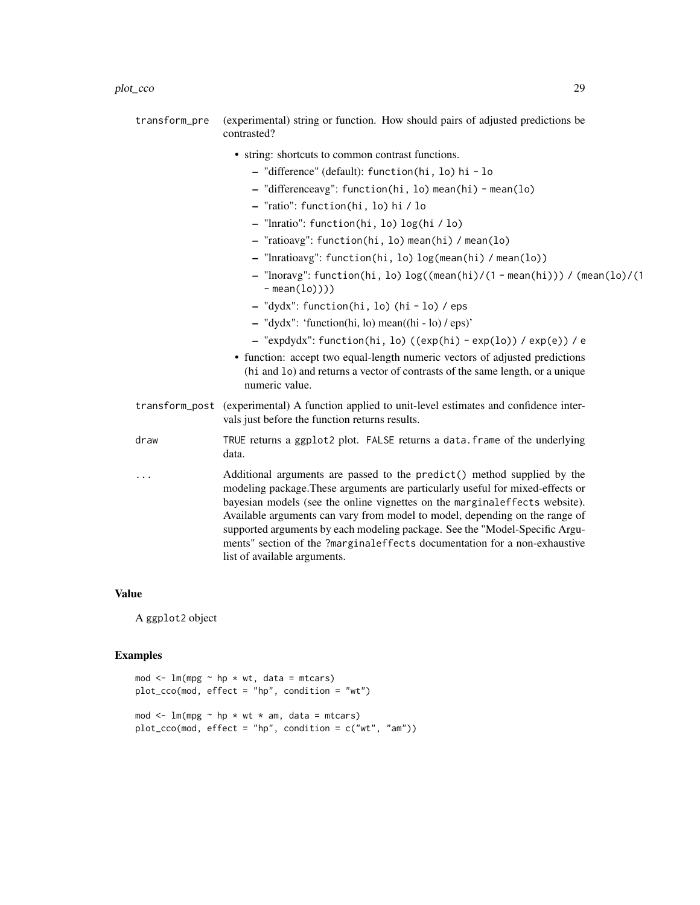transform_pre (experimental) string or function. How should pairs of adjusted predictions be contrasted?

- string: shortcuts to common contrast functions.
  - "difference" (default): `function(hi, lo) hi - lo`
  - "differenceavg": `function(hi, lo) mean(hi) - mean(lo)`
  - "ratio": `function(hi, lo) hi / lo`
  - "lnratio": `function(hi, lo) log(hi / lo)`
  - "ratioavg": `function(hi, lo) mean(hi) / mean(lo)`
  - "lnratioavg": `function(hi, lo) log(mean(hi) / mean(lo))`
  - "lnoravg": `function(hi, lo) log((mean(hi)/(1 - mean(hi))) / (mean(lo)/(1 - mean(lo))))`
  - "dydx": `function(hi, lo) (hi - lo) / eps`
  - "dydx": 'function(hi, lo) mean((hi - lo) / eps)'
  - "expdydx": `function(hi, lo) ((exp(hi) - exp(lo)) / exp(e)) / e`
- function: accept two equal-length numeric vectors of adjusted predictions (`hi` and `lo`) and returns a vector of contrasts of the same length, or a unique numeric value.

transform_post (experimental) A function applied to unit-level estimates and confidence intervals just before the function returns results.

draw `TRUE` returns a `ggplot2` plot. `FALSE` returns a `data.frame` of the underlying data.

... Additional arguments are passed to the `predict()` method supplied by the modeling package.These arguments are particularly useful for mixed-effects or bayesian models (see the online vignettes on the `marginaleffects` website). Available arguments can vary from model to model, depending on the range of supported arguments by each modeling package. See the "Model-Specific Arguments" section of the `?marginaleffects` documentation for a non-exhaustive list of available arguments.

## Value

A `ggplot2` object

## Examples

```
mod <- lm(mpg ~ hp * wt, data = mtcars)
plot_cco(mod, effect = "hp", condition = "wt")

mod <- lm(mpg ~ hp * wt * am, data = mtcars)
plot_cco(mod, effect = "hp", condition = c("wt", "am"))
```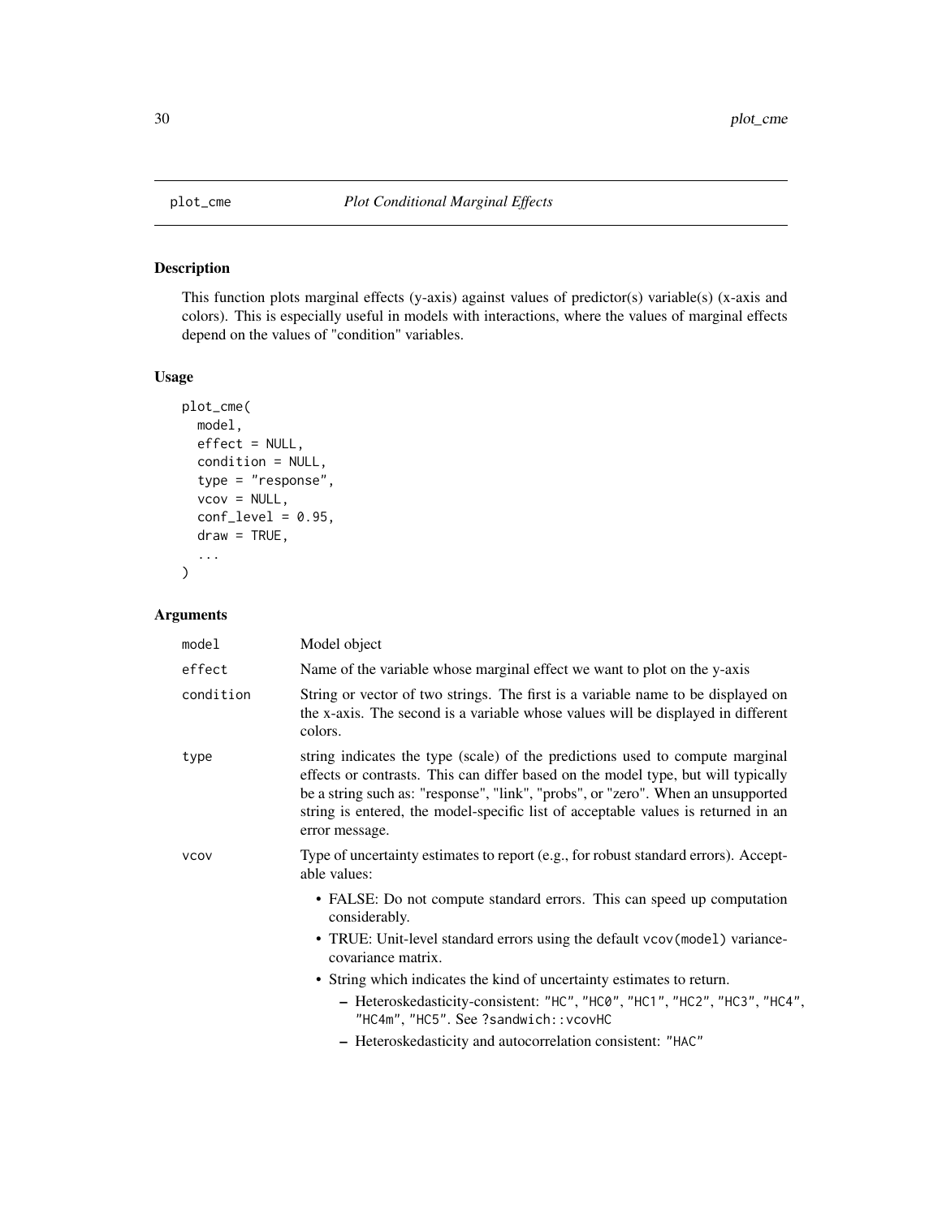## plot_cme *Plot Conditional Marginal Effects*

### Description

This function plots marginal effects (y-axis) against values of predictor(s) variable(s) (x-axis and colors). This is especially useful in models with interactions, where the values of marginal effects depend on the values of "condition" variables.

### Usage

```
plot_cme(
  model,
  effect = NULL,
  condition = NULL,
  type = "response",
  vcov = NULL,
  conf_level = 0.95,
  draw = TRUE,
  ...
)
```

### Arguments

| | |
|---|---|
| model | Model object |
| effect | Name of the variable whose marginal effect we want to plot on the y-axis |
| condition | String or vector of two strings. The first is a variable name to be displayed on the x-axis. The second is a variable whose values will be displayed in different colors. |
| type | string indicates the type (scale) of the predictions used to compute marginal effects or contrasts. This can differ based on the model type, but will typically be a string such as: "response", "link", "probs", or "zero". When an unsupported string is entered, the model-specific list of acceptable values is returned in an error message. |
| vcov | Type of uncertainty estimates to report (e.g., for robust standard errors). Acceptable values: |

- FALSE: Do not compute standard errors. This can speed up computation considerably.
- TRUE: Unit-level standard errors using the default `vcov(model)` variance-covariance matrix.
- String which indicates the kind of uncertainty estimates to return.
  - Heteroskedasticity-consistent: `"HC"`, `"HC0"`, `"HC1"`, `"HC2"`, `"HC3"`, `"HC4"`, `"HC4m"`, `"HC5"`. See `?sandwich::vcovHC`
  - Heteroskedasticity and autocorrelation consistent: `"HAC"`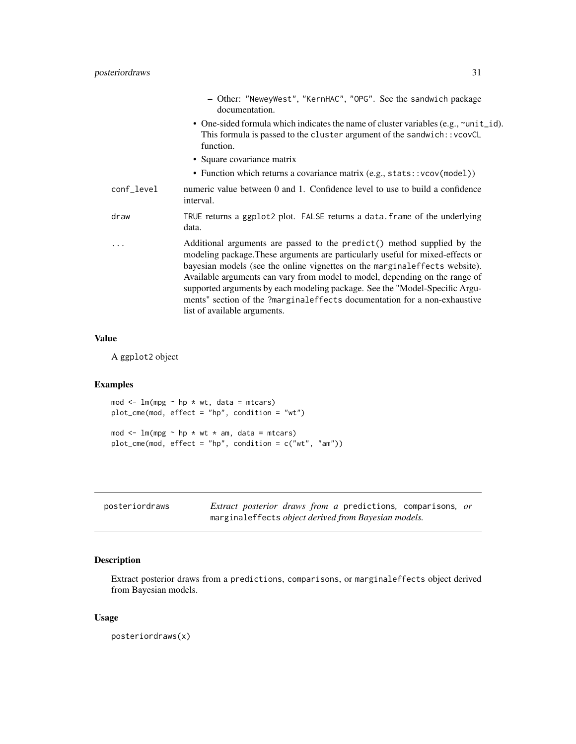- Other: "NeweyWest", "KernHAC", "OPG". See the sandwich package documentation.
- One-sided formula which indicates the name of cluster variables (e.g., ~unit_id). This formula is passed to the cluster argument of the sandwich::vcovCL function.
- Square covariance matrix
- Function which returns a covariance matrix (e.g., stats::vcov(model))

| | |
|---|---|
| conf_level | numeric value between 0 and 1. Confidence level to use to build a confidence interval. |
| draw | TRUE returns a ggplot2 plot. FALSE returns a data.frame of the underlying data. |
| ... | Additional arguments are passed to the predict() method supplied by the modeling package.These arguments are particularly useful for mixed-effects or bayesian models (see the online vignettes on the marginaleffects website). Available arguments can vary from model to model, depending on the range of supported arguments by each modeling package. See the "Model-Specific Arguments" section of the ?marginaleffects documentation for a non-exhaustive list of available arguments. |

### Value

A ggplot2 object

### Examples

```
mod <- lm(mpg ~ hp * wt, data = mtcars)
plot_cme(mod, effect = "hp", condition = "wt")

mod <- lm(mpg ~ hp * wt * am, data = mtcars)
plot_cme(mod, effect = "hp", condition = c("wt", "am"))
```

---

## posteriordraws — *Extract posterior draws from a* predictions, comparisons, *or* marginaleffects *object derived from Bayesian models.*

---

### Description

Extract posterior draws from a predictions, comparisons, or marginaleffects object derived from Bayesian models.

### Usage

```
posteriordraws(x)
```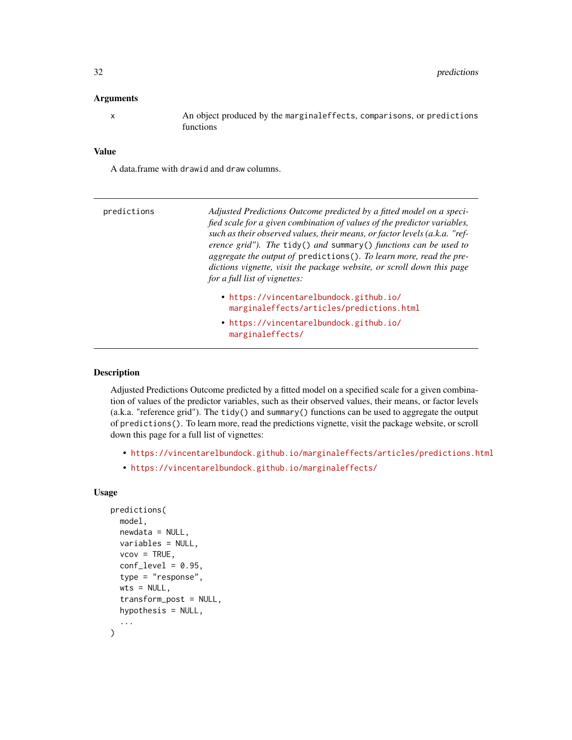### Arguments

| | |
|---|---|
| x | An object produced by the `marginaleffects`, `comparisons`, or `predictions` functions |

### Value

A data.frame with `drawid` and `draw` columns.

---

| | |
|---|---|
| predictions | *Adjusted Predictions Outcome predicted by a fitted model on a specified scale for a given combination of values of the predictor variables, such as their observed values, their means, or factor levels (a.k.a. "reference grid"). The* `tidy()` *and* `summary()` *functions can be used to aggregate the output of* `predictions()`*. To learn more, read the predictions vignette, visit the package website, or scroll down this page for a full list of vignettes:* • https://vincentarelbundock.github.io/marginaleffects/articles/predictions.html • https://vincentarelbundock.github.io/marginaleffects/ |

---

### Description

Adjusted Predictions Outcome predicted by a fitted model on a specified scale for a given combination of values of the predictor variables, such as their observed values, their means, or factor levels (a.k.a. "reference grid"). The `tidy()` and `summary()` functions can be used to aggregate the output of `predictions()`. To learn more, read the predictions vignette, visit the package website, or scroll down this page for a full list of vignettes:

- https://vincentarelbundock.github.io/marginaleffects/articles/predictions.html
- https://vincentarelbundock.github.io/marginaleffects/

### Usage

```
predictions(
  model,
  newdata = NULL,
  variables = NULL,
  vcov = TRUE,
  conf_level = 0.95,
  type = "response",
  wts = NULL,
  transform_post = NULL,
  hypothesis = NULL,
  ...
)
```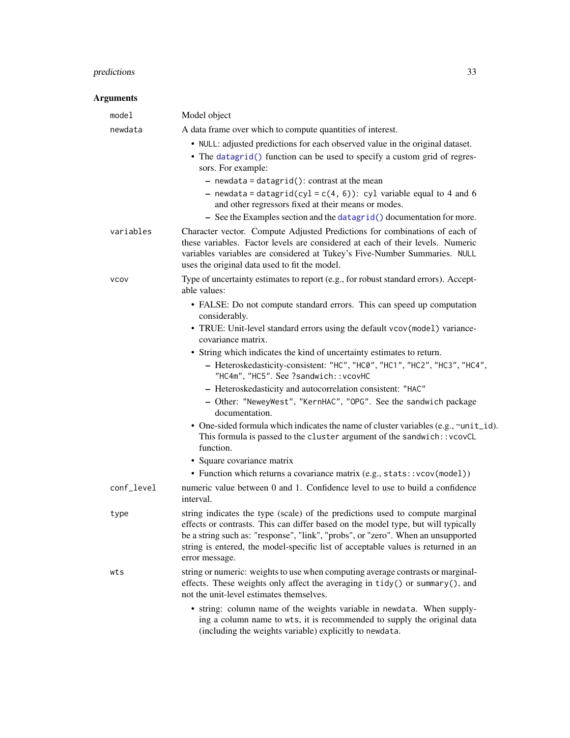## Arguments

`model`
: Model object

`newdata`
: A data frame over which to compute quantities of interest.

  - `NULL`: adjusted predictions for each observed value in the original dataset.
  - The `datagrid()` function can be used to specify a custom grid of regressors. For example:
    - `newdata = datagrid()`: contrast at the mean
    - `newdata = datagrid(cyl = c(4, 6))`: `cyl` variable equal to 4 and 6 and other regressors fixed at their means or modes.
    - See the Examples section and the `datagrid()` documentation for more.

`variables`
: Character vector. Compute Adjusted Predictions for combinations of each of these variables. Factor levels are considered at each of their levels. Numeric variables variables are considered at Tukey's Five-Number Summaries. `NULL` uses the original data used to fit the model.

`vcov`
: Type of uncertainty estimates to report (e.g., for robust standard errors). Acceptable values:

  - FALSE: Do not compute standard errors. This can speed up computation considerably.
  - TRUE: Unit-level standard errors using the default `vcov(model)` variance-covariance matrix.
  - String which indicates the kind of uncertainty estimates to return.
    - Heteroskedasticity-consistent: `"HC"`, `"HC0"`, `"HC1"`, `"HC2"`, `"HC3"`, `"HC4"`, `"HC4m"`, `"HC5"`. See `?sandwich::vcovHC`
    - Heteroskedasticity and autocorrelation consistent: `"HAC"`
    - Other: `"NeweyWest"`, `"KernHAC"`, `"OPG"`. See the `sandwich` package documentation.
  - One-sided formula which indicates the name of cluster variables (e.g., `~unit_id`). This formula is passed to the `cluster` argument of the `sandwich::vcovCL` function.
  - Square covariance matrix
  - Function which returns a covariance matrix (e.g., `stats::vcov(model)`)

`conf_level`
: numeric value between 0 and 1. Confidence level to use to build a confidence interval.

`type`
: string indicates the type (scale) of the predictions used to compute marginal effects or contrasts. This can differ based on the model type, but will typically be a string such as: "response", "link", "probs", or "zero". When an unsupported string is entered, the model-specific list of acceptable values is returned in an error message.

`wts`
: string or numeric: weights to use when computing average contrasts or marginal-effects. These weights only affect the averaging in `tidy()` or `summary()`, and not the unit-level estimates themselves.

  - string: column name of the weights variable in `newdata`. When supplying a column name to `wts`, it is recommended to supply the original data (including the weights variable) explicitly to `newdata`.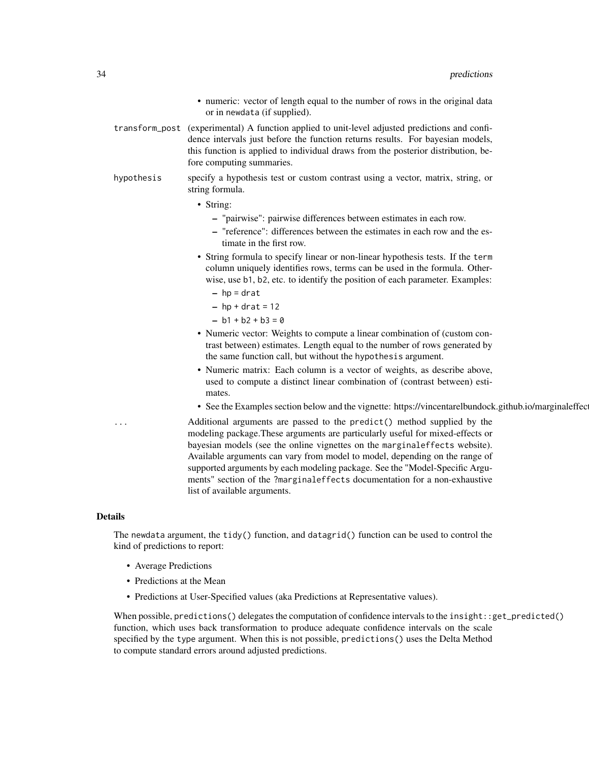- numeric: vector of length equal to the number of rows in the original data or in `newdata` (if supplied).

`transform_post` (experimental) A function applied to unit-level adjusted predictions and confidence intervals just before the function returns results. For bayesian models, this function is applied to individual draws from the posterior distribution, before computing summaries.

`hypothesis` specify a hypothesis test or custom contrast using a vector, matrix, string, or string formula.

- String:
  - "pairwise": pairwise differences between estimates in each row.
  - "reference": differences between the estimates in each row and the estimate in the first row.
- String formula to specify linear or non-linear hypothesis tests. If the `term` column uniquely identifies rows, terms can be used in the formula. Otherwise, use `b1`, `b2`, etc. to identify the position of each parameter. Examples:
  - `hp = drat`
  - `hp + drat = 12`
  - `b1 + b2 + b3 = 0`
- Numeric vector: Weights to compute a linear combination of (custom contrast between) estimates. Length equal to the number of rows generated by the same function call, but without the `hypothesis` argument.
- Numeric matrix: Each column is a vector of weights, as describe above, used to compute a distinct linear combination of (contrast between) estimates.
- See the Examples section below and the vignette: https://vincentarelbundock.github.io/marginaleffect

`...` Additional arguments are passed to the `predict()` method supplied by the modeling package.These arguments are particularly useful for mixed-effects or bayesian models (see the online vignettes on the `marginaleffects` website). Available arguments can vary from model to model, depending on the range of supported arguments by each modeling package. See the "Model-Specific Arguments" section of the `?marginaleffects` documentation for a non-exhaustive list of available arguments.

## Details

The `newdata` argument, the `tidy()` function, and `datagrid()` function can be used to control the kind of predictions to report:

- Average Predictions
- Predictions at the Mean
- Predictions at User-Specified values (aka Predictions at Representative values).

When possible, `predictions()` delegates the computation of confidence intervals to the `insight::get_predicted()` function, which uses back transformation to produce adequate confidence intervals on the scale specified by the `type` argument. When this is not possible, `predictions()` uses the Delta Method to compute standard errors around adjusted predictions.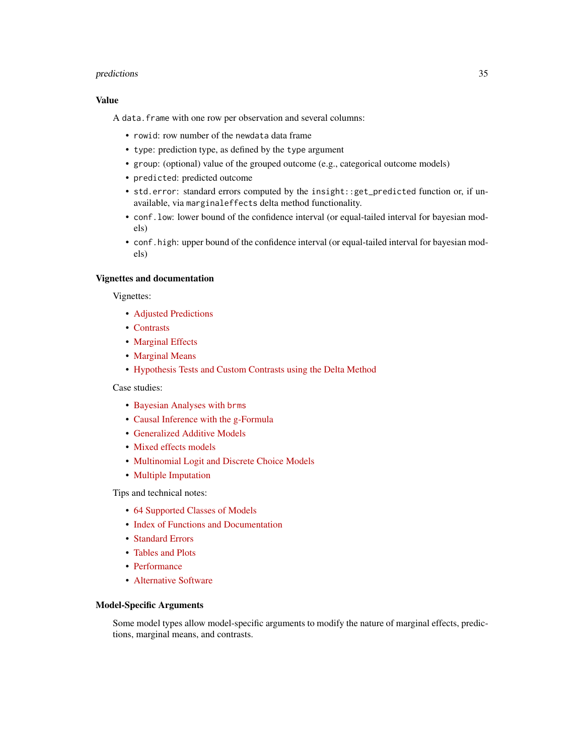### Value

A `data.frame` with one row per observation and several columns:

- `rowid`: row number of the `newdata` data frame
- `type`: prediction type, as defined by the `type` argument
- `group`: (optional) value of the grouped outcome (e.g., categorical outcome models)
- `predicted`: predicted outcome
- `std.error`: standard errors computed by the `insight::get_predicted` function or, if unavailable, via `marginaleffects` delta method functionality.
- `conf.low`: lower bound of the confidence interval (or equal-tailed interval for bayesian models)
- `conf.high`: upper bound of the confidence interval (or equal-tailed interval for bayesian models)

### Vignettes and documentation

Vignettes:

- Adjusted Predictions
- Contrasts
- Marginal Effects
- Marginal Means
- Hypothesis Tests and Custom Contrasts using the Delta Method

Case studies:

- Bayesian Analyses with `brms`
- Causal Inference with the g-Formula
- Generalized Additive Models
- Mixed effects models
- Multinomial Logit and Discrete Choice Models
- Multiple Imputation

Tips and technical notes:

- 64 Supported Classes of Models
- Index of Functions and Documentation
- Standard Errors
- Tables and Plots
- Performance
- Alternative Software

### Model-Specific Arguments

Some model types allow model-specific arguments to modify the nature of marginal effects, predictions, marginal means, and contrasts.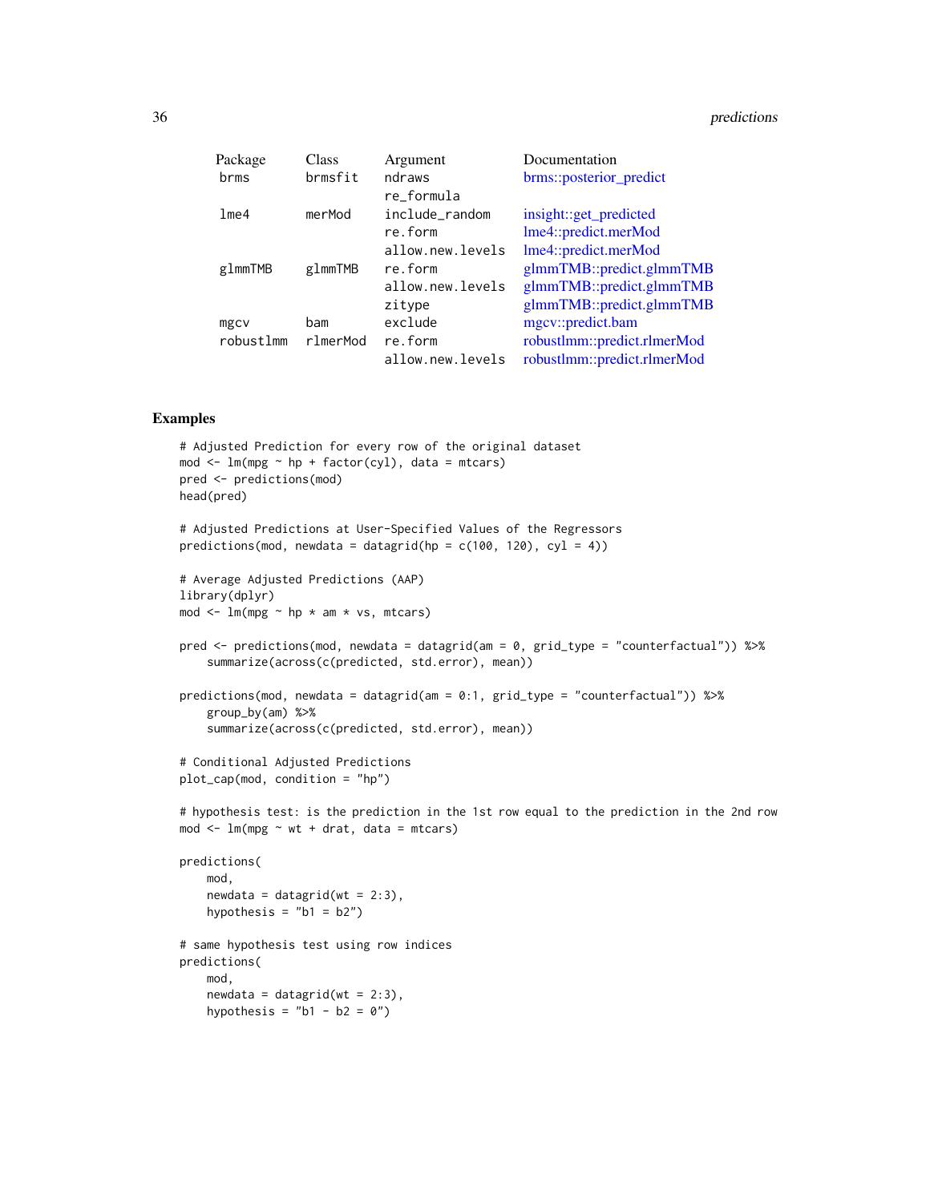| Package | Class | Argument | Documentation |
|---|---|---|---|
| brms | brmsfit | ndraws | brms::posterior_predict |
| | | re_formula | |
| lme4 | merMod | include_random | insight::get_predicted |
| | | re.form | lme4::predict.merMod |
| | | allow.new.levels | lme4::predict.merMod |
| glmmTMB | glmmTMB | re.form | glmmTMB::predict.glmmTMB |
| | | allow.new.levels | glmmTMB::predict.glmmTMB |
| | | zitype | glmmTMB::predict.glmmTMB |
| mgcv | bam | exclude | mgcv::predict.bam |
| robustlmm | rlmerMod | re.form | robustlmm::predict.rlmerMod |
| | | allow.new.levels | robustlmm::predict.rlmerMod |

## Examples

```
# Adjusted Prediction for every row of the original dataset
mod <- lm(mpg ~ hp + factor(cyl), data = mtcars)
pred <- predictions(mod)
head(pred)

# Adjusted Predictions at User-Specified Values of the Regressors
predictions(mod, newdata = datagrid(hp = c(100, 120), cyl = 4))

# Average Adjusted Predictions (AAP)
library(dplyr)
mod <- lm(mpg ~ hp * am * vs, mtcars)

pred <- predictions(mod, newdata = datagrid(am = 0, grid_type = "counterfactual")) %>%
    summarize(across(c(predicted, std.error), mean))

predictions(mod, newdata = datagrid(am = 0:1, grid_type = "counterfactual")) %>%
    group_by(am) %>%
    summarize(across(c(predicted, std.error), mean))

# Conditional Adjusted Predictions
plot_cap(mod, condition = "hp")

# hypothesis test: is the prediction in the 1st row equal to the prediction in the 2nd row
mod <- lm(mpg ~ wt + drat, data = mtcars)

predictions(
    mod,
    newdata = datagrid(wt = 2:3),
    hypothesis = "b1 = b2")

# same hypothesis test using row indices
predictions(
    mod,
    newdata = datagrid(wt = 2:3),
    hypothesis = "b1 - b2 = 0")
```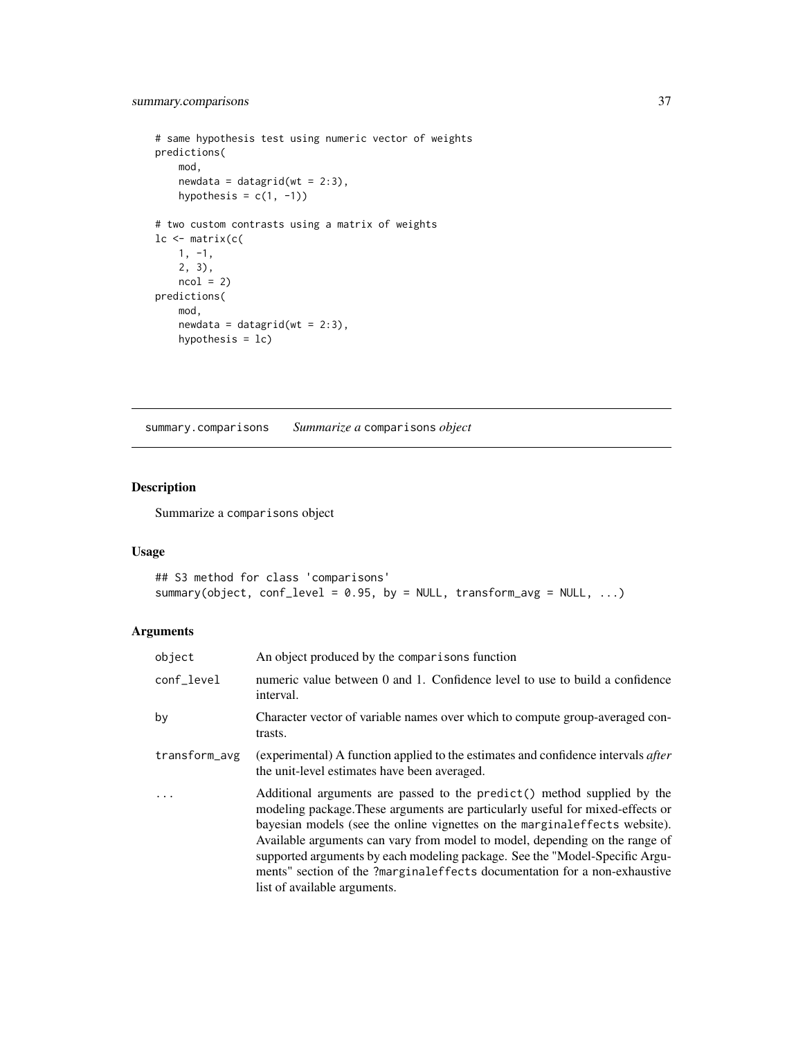```
# same hypothesis test using numeric vector of weights
predictions(
    mod,
    newdata = datagrid(wt = 2:3),
    hypothesis = c(1, -1))

# two custom contrasts using a matrix of weights
lc <- matrix(c(
    1, -1,
    2, 3),
    ncol = 2)
predictions(
    mod,
    newdata = datagrid(wt = 2:3),
    hypothesis = lc)
```

## summary.comparisons *Summarize a* `comparisons` *object*

### Description

Summarize a `comparisons` object

### Usage

```
## S3 method for class 'comparisons'
summary(object, conf_level = 0.95, by = NULL, transform_avg = NULL, ...)
```

### Arguments

| | |
|---|---|
| object | An object produced by the `comparisons` function |
| conf_level | numeric value between 0 and 1. Confidence level to use to build a confidence interval. |
| by | Character vector of variable names over which to compute group-averaged contrasts. |
| transform_avg | (experimental) A function applied to the estimates and confidence intervals *after* the unit-level estimates have been averaged. |
| ... | Additional arguments are passed to the `predict()` method supplied by the modeling package.These arguments are particularly useful for mixed-effects or bayesian models (see the online vignettes on the `marginaleffects` website). Available arguments can vary from model to model, depending on the range of supported arguments by each modeling package. See the "Model-Specific Arguments" section of the `?marginaleffects` documentation for a non-exhaustive list of available arguments. |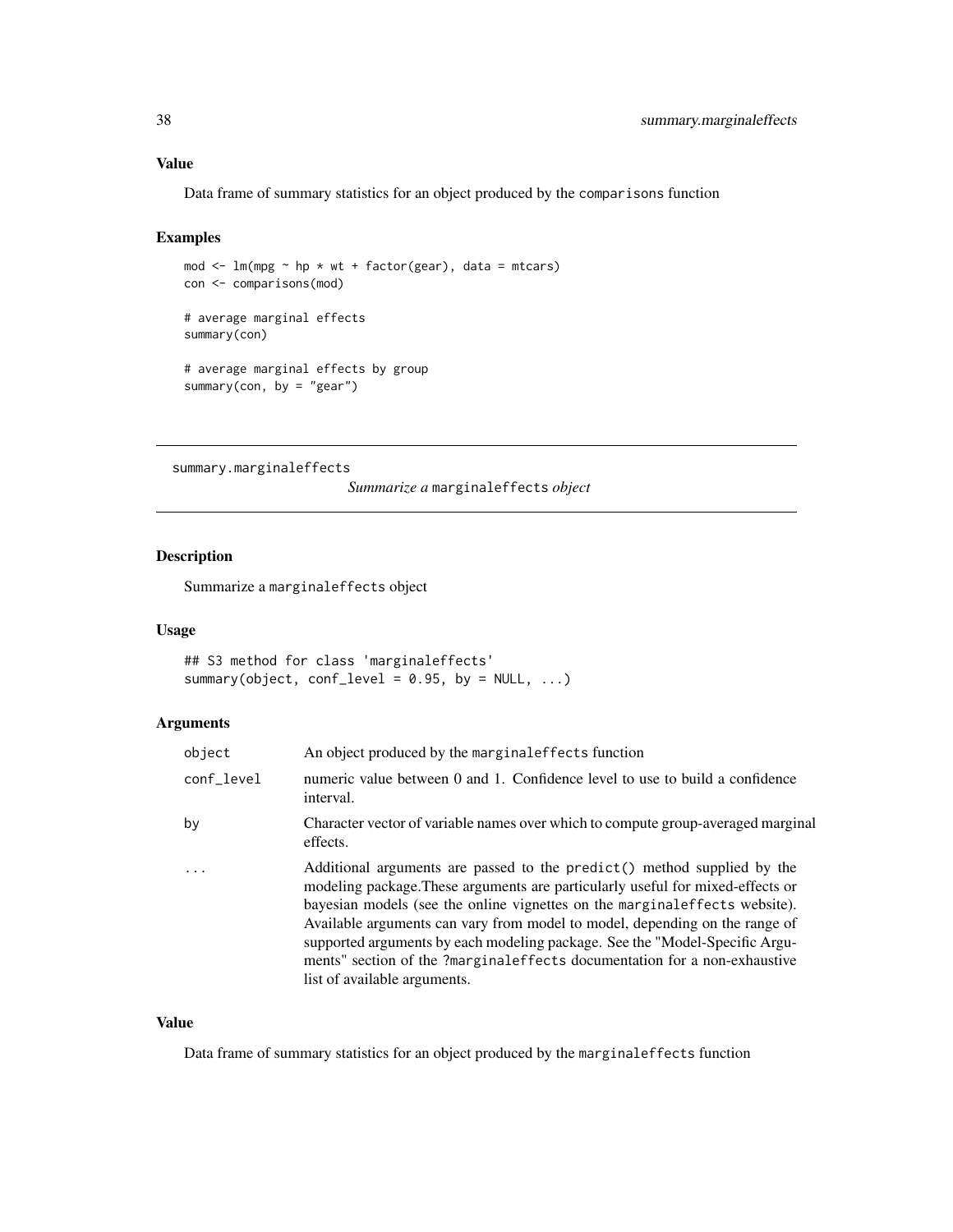### Value

Data frame of summary statistics for an object produced by the comparisons function

### Examples

```
mod <- lm(mpg ~ hp * wt + factor(gear), data = mtcars)
con <- comparisons(mod)

# average marginal effects
summary(con)

# average marginal effects by group
summary(con, by = "gear")
```

---

## summary.marginaleffects &nbsp;&nbsp;&nbsp; *Summarize a* marginaleffects *object*

---

### Description

Summarize a marginaleffects object

### Usage

```
## S3 method for class 'marginaleffects'
summary(object, conf_level = 0.95, by = NULL, ...)
```

### Arguments

| | |
|---|---|
| object | An object produced by the marginaleffects function |
| conf_level | numeric value between 0 and 1. Confidence level to use to build a confidence interval. |
| by | Character vector of variable names over which to compute group-averaged marginal effects. |
| ... | Additional arguments are passed to the predict() method supplied by the modeling package.These arguments are particularly useful for mixed-effects or bayesian models (see the online vignettes on the marginaleffects website). Available arguments can vary from model to model, depending on the range of supported arguments by each modeling package. See the "Model-Specific Arguments" section of the ?marginaleffects documentation for a non-exhaustive list of available arguments. |

### Value

Data frame of summary statistics for an object produced by the marginaleffects function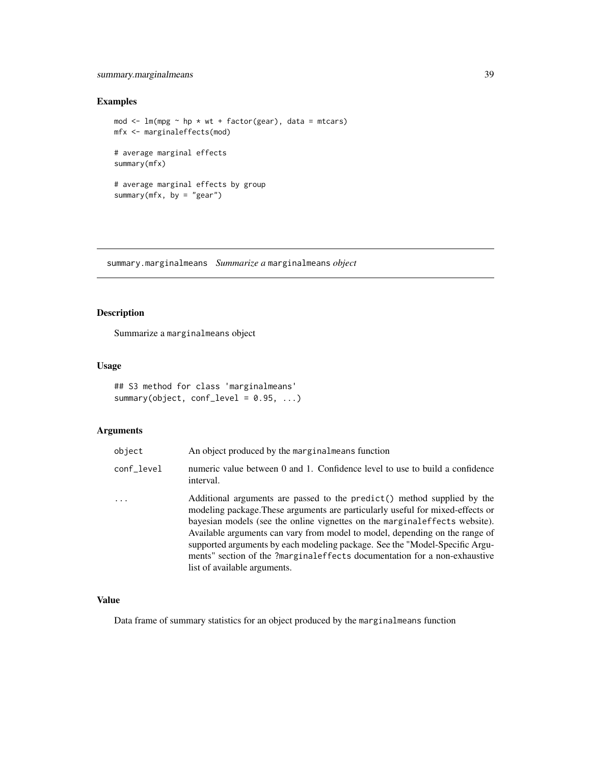## Examples

```
mod <- lm(mpg ~ hp * wt + factor(gear), data = mtcars)
mfx <- marginaleffects(mod)

# average marginal effects
summary(mfx)

# average marginal effects by group
summary(mfx, by = "gear")
```

---

# summary.marginalmeans *Summarize a* marginalmeans *object*

## Description

Summarize a marginalmeans object

## Usage

```
## S3 method for class 'marginalmeans'
summary(object, conf_level = 0.95, ...)
```

## Arguments

| | |
|---|---|
| object | An object produced by the marginalmeans function |
| conf_level | numeric value between 0 and 1. Confidence level to use to build a confidence interval. |
| ... | Additional arguments are passed to the predict() method supplied by the modeling package.These arguments are particularly useful for mixed-effects or bayesian models (see the online vignettes on the marginaleffects website). Available arguments can vary from model to model, depending on the range of supported arguments by each modeling package. See the "Model-Specific Arguments" section of the ?marginaleffects documentation for a non-exhaustive list of available arguments. |

## Value

Data frame of summary statistics for an object produced by the marginalmeans function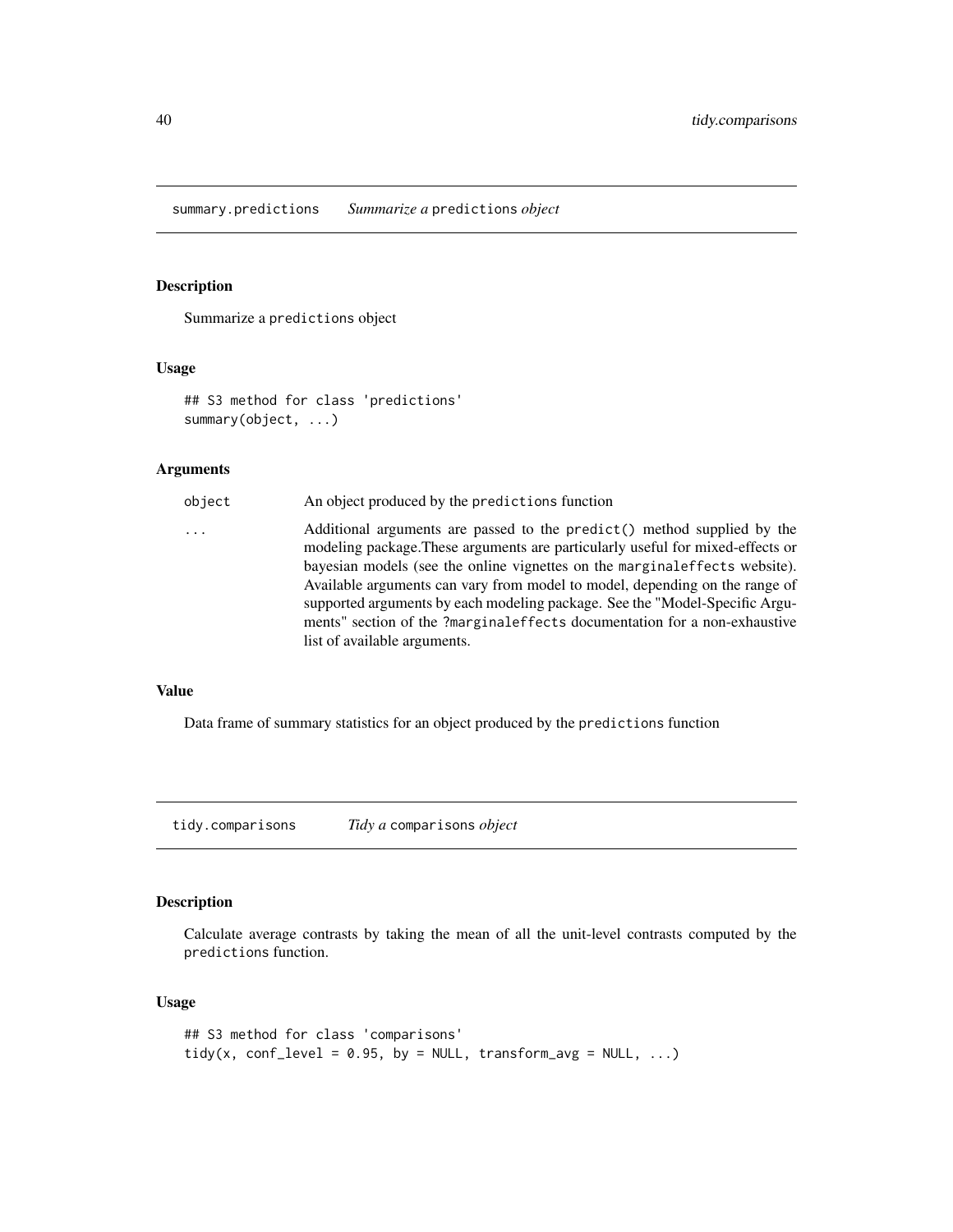## summary.predictions *Summarize a* `predictions` *object*

### Description

Summarize a `predictions` object

### Usage

```
## S3 method for class 'predictions'
summary(object, ...)
```

### Arguments

| | |
|---|---|
| object | An object produced by the `predictions` function |
| ... | Additional arguments are passed to the `predict()` method supplied by the modeling package.These arguments are particularly useful for mixed-effects or bayesian models (see the online vignettes on the `marginaleffects` website). Available arguments can vary from model to model, depending on the range of supported arguments by each modeling package. See the "Model-Specific Arguments" section of the `?marginaleffects` documentation for a non-exhaustive list of available arguments. |

### Value

Data frame of summary statistics for an object produced by the `predictions` function

## tidy.comparisons *Tidy a* `comparisons` *object*

### Description

Calculate average contrasts by taking the mean of all the unit-level contrasts computed by the `predictions` function.

### Usage

```
## S3 method for class 'comparisons'
tidy(x, conf_level = 0.95, by = NULL, transform_avg = NULL, ...)
```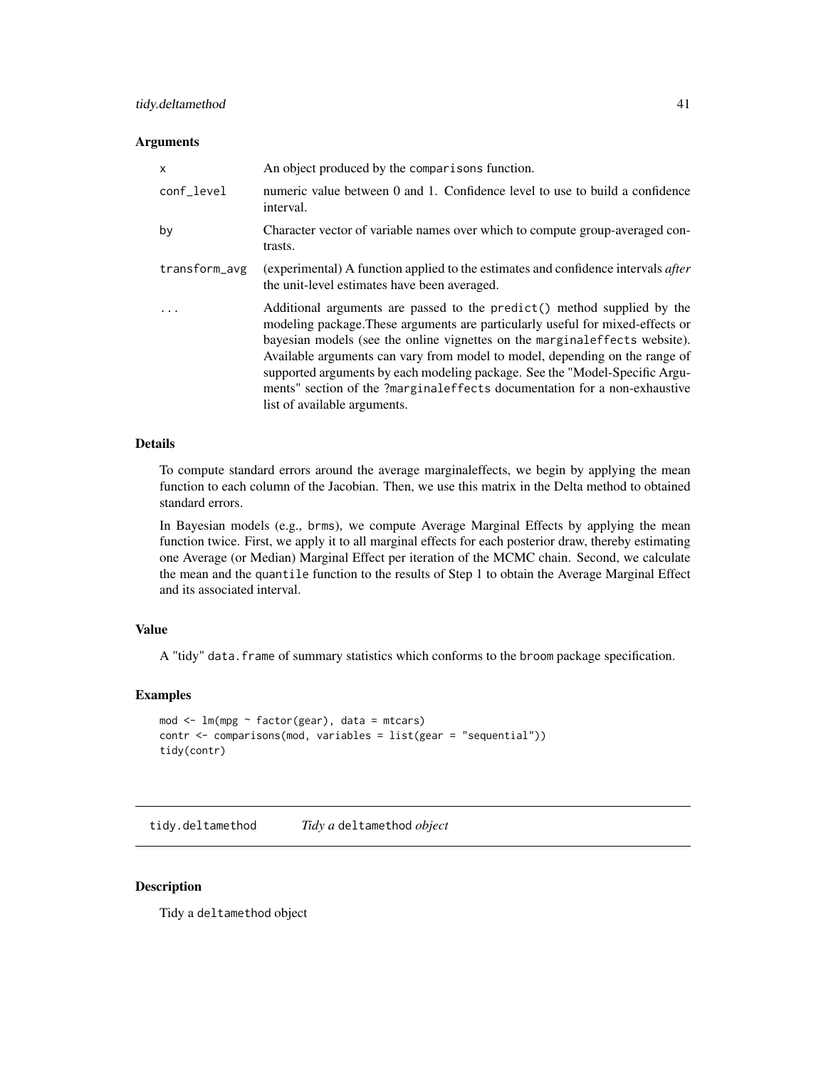### Arguments

| | |
|---|---|
| `x` | An object produced by the `comparisons` function. |
| `conf_level` | numeric value between 0 and 1. Confidence level to use to build a confidence interval. |
| `by` | Character vector of variable names over which to compute group-averaged contrasts. |
| `transform_avg` | (experimental) A function applied to the estimates and confidence intervals *after* the unit-level estimates have been averaged. |
| `...` | Additional arguments are passed to the `predict()` method supplied by the modeling package.These arguments are particularly useful for mixed-effects or bayesian models (see the online vignettes on the `marginaleffects` website). Available arguments can vary from model to model, depending on the range of supported arguments by each modeling package. See the "Model-Specific Arguments" section of the `?marginaleffects` documentation for a non-exhaustive list of available arguments. |

### Details

To compute standard errors around the average marginaleffects, we begin by applying the mean function to each column of the Jacobian. Then, we use this matrix in the Delta method to obtained standard errors.

In Bayesian models (e.g., `brms`), we compute Average Marginal Effects by applying the mean function twice. First, we apply it to all marginal effects for each posterior draw, thereby estimating one Average (or Median) Marginal Effect per iteration of the MCMC chain. Second, we calculate the mean and the `quantile` function to the results of Step 1 to obtain the Average Marginal Effect and its associated interval.

### Value

A "tidy" `data.frame` of summary statistics which conforms to the `broom` package specification.

### Examples

```
mod <- lm(mpg ~ factor(gear), data = mtcars)
contr <- comparisons(mod, variables = list(gear = "sequential"))
tidy(contr)
```

---

## tidy.deltamethod    *Tidy a* `deltamethod` *object*

### Description

Tidy a `deltamethod` object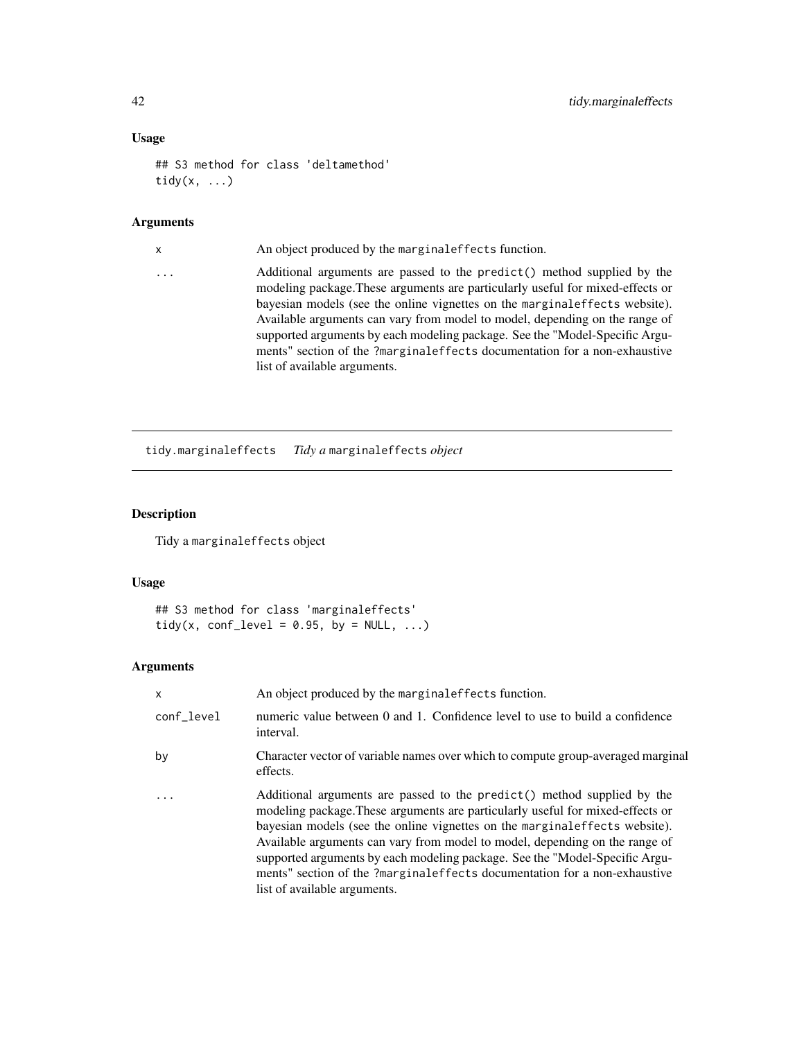### Usage

```
## S3 method for class 'deltamethod'
tidy(x, ...)
```

### Arguments

| | |
|---|---|
| x | An object produced by the `marginaleffects` function. |
| ... | Additional arguments are passed to the `predict()` method supplied by the modeling package.These arguments are particularly useful for mixed-effects or bayesian models (see the online vignettes on the `marginaleffects` website). Available arguments can vary from model to model, depending on the range of supported arguments by each modeling package. See the "Model-Specific Arguments" section of the `?marginaleffects` documentation for a non-exhaustive list of available arguments. |

---

## tidy.marginaleffects *Tidy a* `marginaleffects` *object*

---

### Description

Tidy a `marginaleffects` object

### Usage

```
## S3 method for class 'marginaleffects'
tidy(x, conf_level = 0.95, by = NULL, ...)
```

### Arguments

| | |
|---|---|
| x | An object produced by the `marginaleffects` function. |
| conf_level | numeric value between 0 and 1. Confidence level to use to build a confidence interval. |
| by | Character vector of variable names over which to compute group-averaged marginal effects. |
| ... | Additional arguments are passed to the `predict()` method supplied by the modeling package.These arguments are particularly useful for mixed-effects or bayesian models (see the online vignettes on the `marginaleffects` website). Available arguments can vary from model to model, depending on the range of supported arguments by each modeling package. See the "Model-Specific Arguments" section of the `?marginaleffects` documentation for a non-exhaustive list of available arguments. |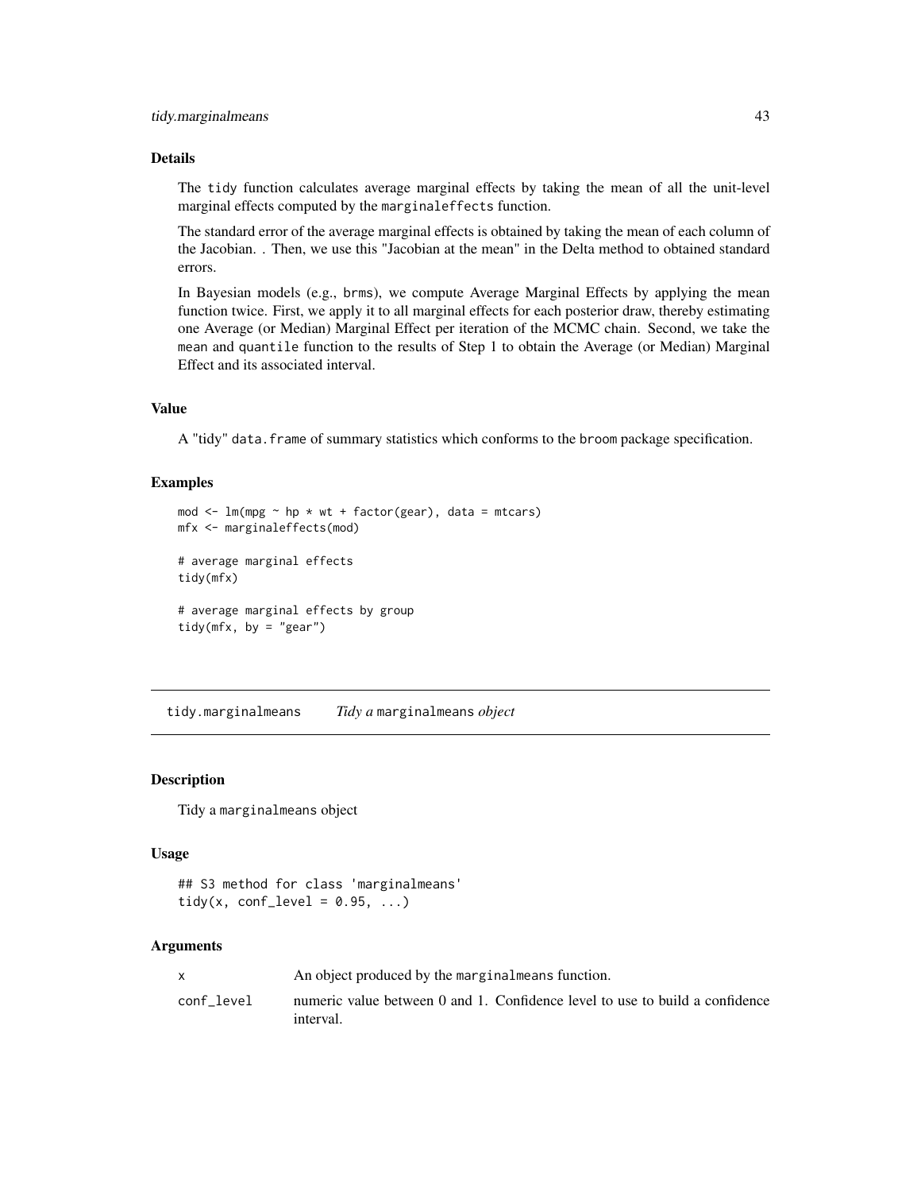### Details

The `tidy` function calculates average marginal effects by taking the mean of all the unit-level marginal effects computed by the `marginaleffects` function.

The standard error of the average marginal effects is obtained by taking the mean of each column of the Jacobian. . Then, we use this "Jacobian at the mean" in the Delta method to obtained standard errors.

In Bayesian models (e.g., `brms`), we compute Average Marginal Effects by applying the mean function twice. First, we apply it to all marginal effects for each posterior draw, thereby estimating one Average (or Median) Marginal Effect per iteration of the MCMC chain. Second, we take the `mean` and `quantile` function to the results of Step 1 to obtain the Average (or Median) Marginal Effect and its associated interval.

### Value

A "tidy" `data.frame` of summary statistics which conforms to the `broom` package specification.

### Examples

```
mod <- lm(mpg ~ hp * wt + factor(gear), data = mtcars)
mfx <- marginaleffects(mod)

# average marginal effects
tidy(mfx)

# average marginal effects by group
tidy(mfx, by = "gear")
```

---

## tidy.marginalmeans    *Tidy a* `marginalmeans` *object*

### Description

Tidy a `marginalmeans` object

### Usage

```
## S3 method for class 'marginalmeans'
tidy(x, conf_level = 0.95, ...)
```

### Arguments

| | |
|---|---|
| `x` | An object produced by the `marginalmeans` function. |
| `conf_level` | numeric value between 0 and 1. Confidence level to use to build a confidence interval. |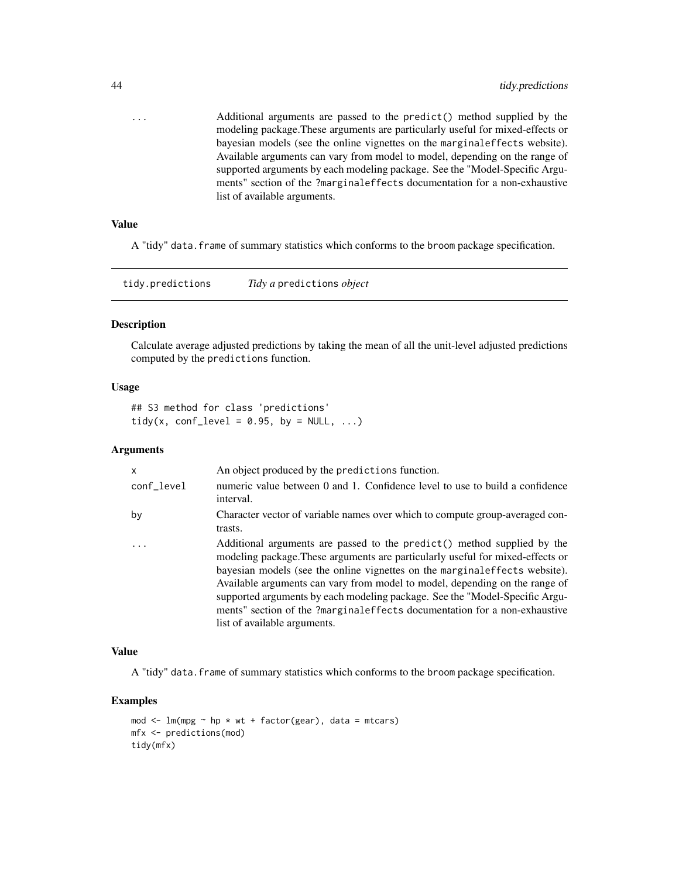... Additional arguments are passed to the predict() method supplied by the modeling package.These arguments are particularly useful for mixed-effects or bayesian models (see the online vignettes on the marginaleffects website). Available arguments can vary from model to model, depending on the range of supported arguments by each modeling package. See the "Model-Specific Arguments" section of the ?marginaleffects documentation for a non-exhaustive list of available arguments.

### Value

A "tidy" data.frame of summary statistics which conforms to the broom package specification.

---

## tidy.predictions    *Tidy a* predictions *object*

### Description

Calculate average adjusted predictions by taking the mean of all the unit-level adjusted predictions computed by the predictions function.

### Usage

```
## S3 method for class 'predictions'
tidy(x, conf_level = 0.95, by = NULL, ...)
```

### Arguments

| | |
|---|---|
| x | An object produced by the predictions function. |
| conf_level | numeric value between 0 and 1. Confidence level to use to build a confidence interval. |
| by | Character vector of variable names over which to compute group-averaged contrasts. |
| ... | Additional arguments are passed to the predict() method supplied by the modeling package.These arguments are particularly useful for mixed-effects or bayesian models (see the online vignettes on the marginaleffects website). Available arguments can vary from model to model, depending on the range of supported arguments by each modeling package. See the "Model-Specific Arguments" section of the ?marginaleffects documentation for a non-exhaustive list of available arguments. |

### Value

A "tidy" data.frame of summary statistics which conforms to the broom package specification.

### Examples

```
mod <- lm(mpg ~ hp * wt + factor(gear), data = mtcars)
mfx <- predictions(mod)
tidy(mfx)
```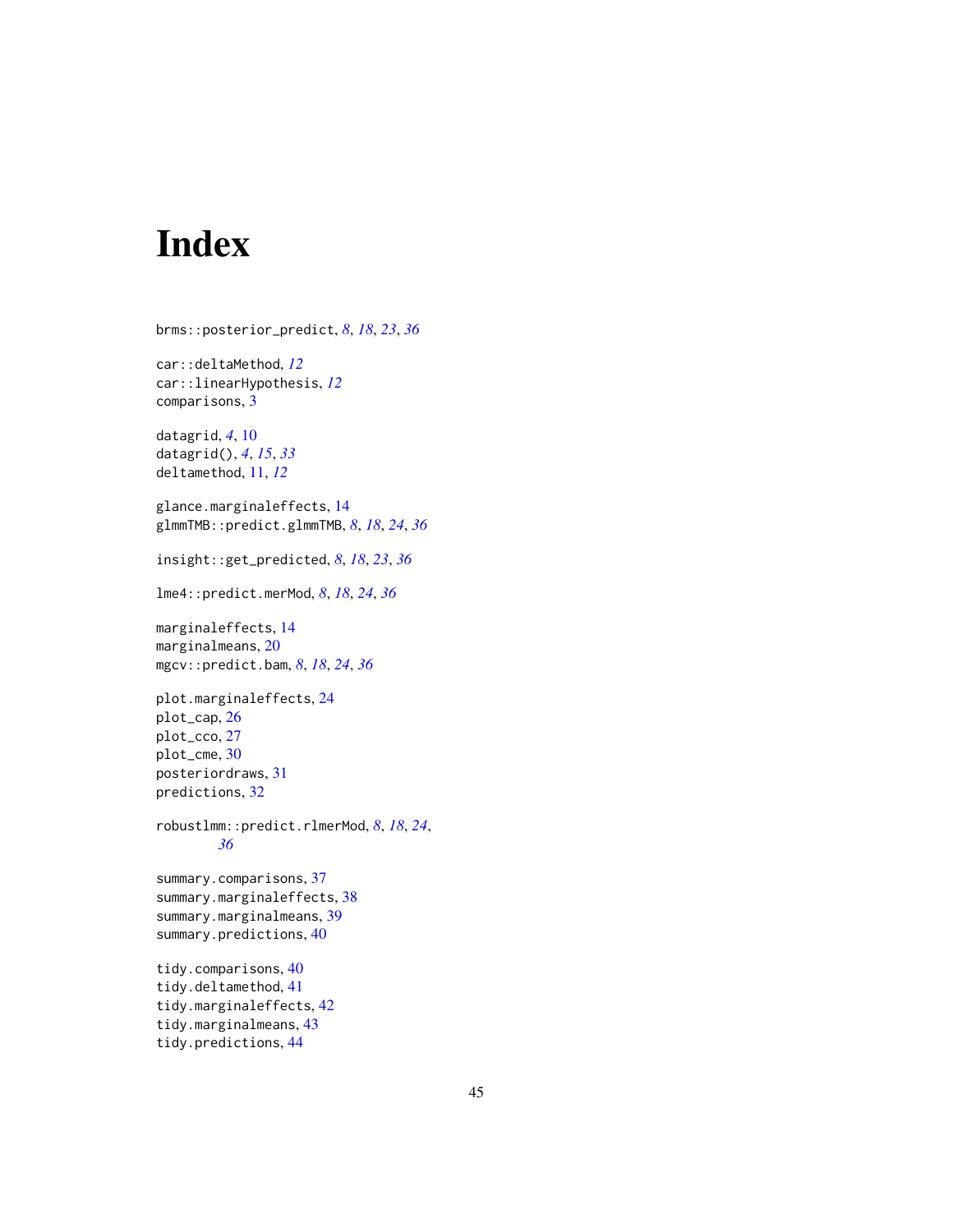# Index

brms::posterior_predict, *8*, *18*, *23*, *36*

car::deltaMethod, *12*
car::linearHypothesis, *12*
comparisons, 3

datagrid, *4*, 10
datagrid(), *4*, *15*, *33*
deltamethod, 11, *12*

glance.marginaleffects, 14
glmmTMB::predict.glmmTMB, *8*, *18*, *24*, *36*

insight::get_predicted, *8*, *18*, *23*, *36*

lme4::predict.merMod, *8*, *18*, *24*, *36*

marginaleffects, 14
marginalmeans, 20
mgcv::predict.bam, *8*, *18*, *24*, *36*

plot.marginaleffects, 24
plot_cap, 26
plot_cco, 27
plot_cme, 30
posteriordraws, 31
predictions, 32

robustlmm::predict.rlmerMod, *8*, *18*, *24*, *36*

summary.comparisons, 37
summary.marginaleffects, 38
summary.marginalmeans, 39
summary.predictions, 40

tidy.comparisons, 40
tidy.deltamethod, 41
tidy.marginaleffects, 42
tidy.marginalmeans, 43
tidy.predictions, 44